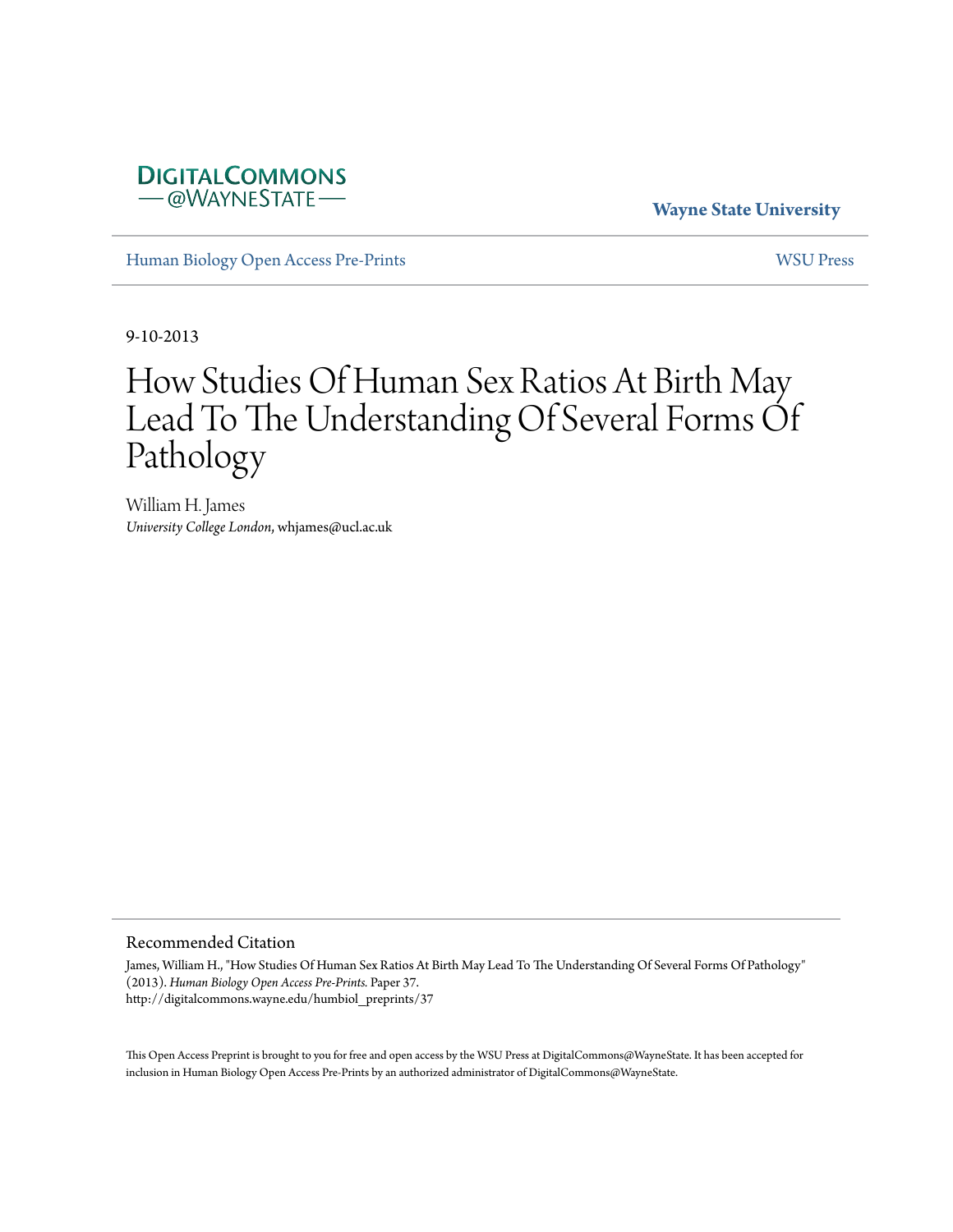Wayne State University

Human Biology Open Access Pre-Prints

WSU Press

9-10-2013

# How Studies Of Human Sex Ratios At Birth May Lead To The Understanding Of Several Forms Of Pathology

William H. James
*University College London*, whjames@ucl.ac.uk

## Recommended Citation

James, William H., "How Studies Of Human Sex Ratios At Birth May Lead To The Understanding Of Several Forms Of Pathology" (2013). *Human Biology Open Access Pre-Prints*. Paper 37.
http://digitalcommons.wayne.edu/humbiol_preprints/37

This Open Access Preprint is brought to you for free and open access by the WSU Press at DigitalCommons@WayneState. It has been accepted for inclusion in Human Biology Open Access Pre-Prints by an authorized administrator of DigitalCommons@WayneState.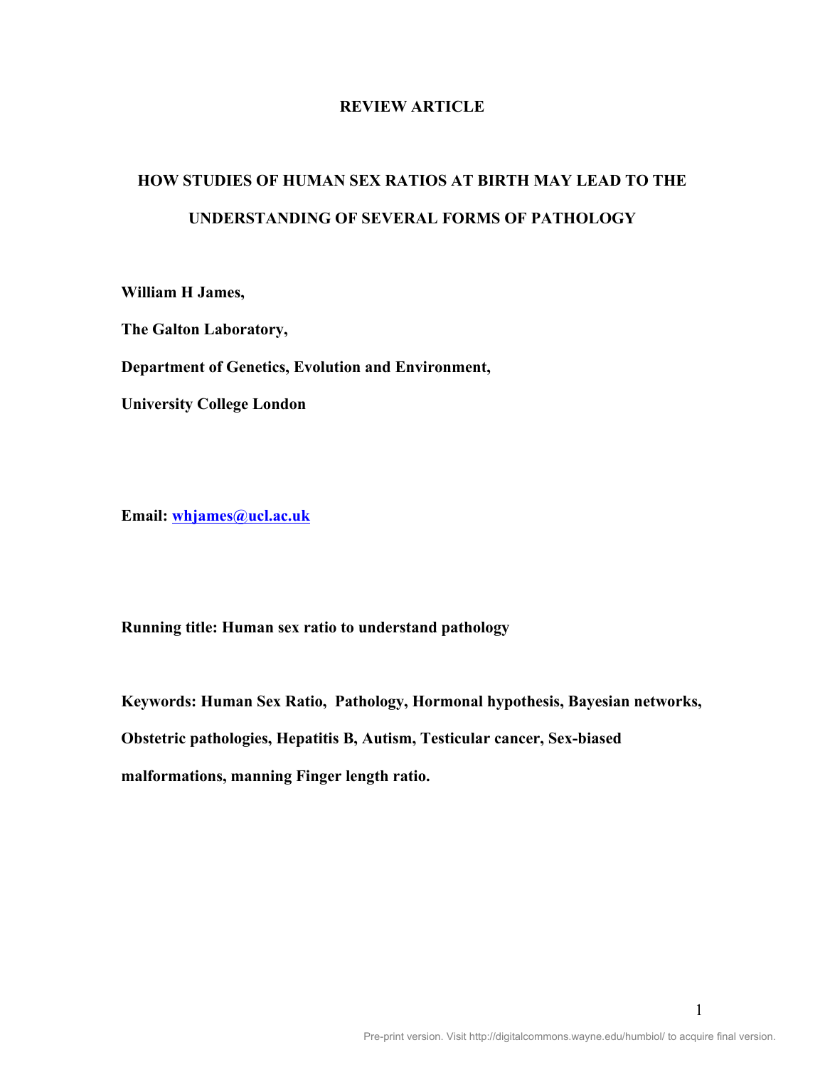**REVIEW ARTICLE**

# HOW STUDIES OF HUMAN SEX RATIOS AT BIRTH MAY LEAD TO THE UNDERSTANDING OF SEVERAL FORMS OF PATHOLOGY

**William H James,**

**The Galton Laboratory,**

**Department of Genetics, Evolution and Environment,**

**University College London**

**Email: whjames@ucl.ac.uk**

**Running title: Human sex ratio to understand pathology**

**Keywords: Human Sex Ratio, Pathology, Hormonal hypothesis, Bayesian networks, Obstetric pathologies, Hepatitis B, Autism, Testicular cancer, Sex-biased malformations, manning Finger length ratio.**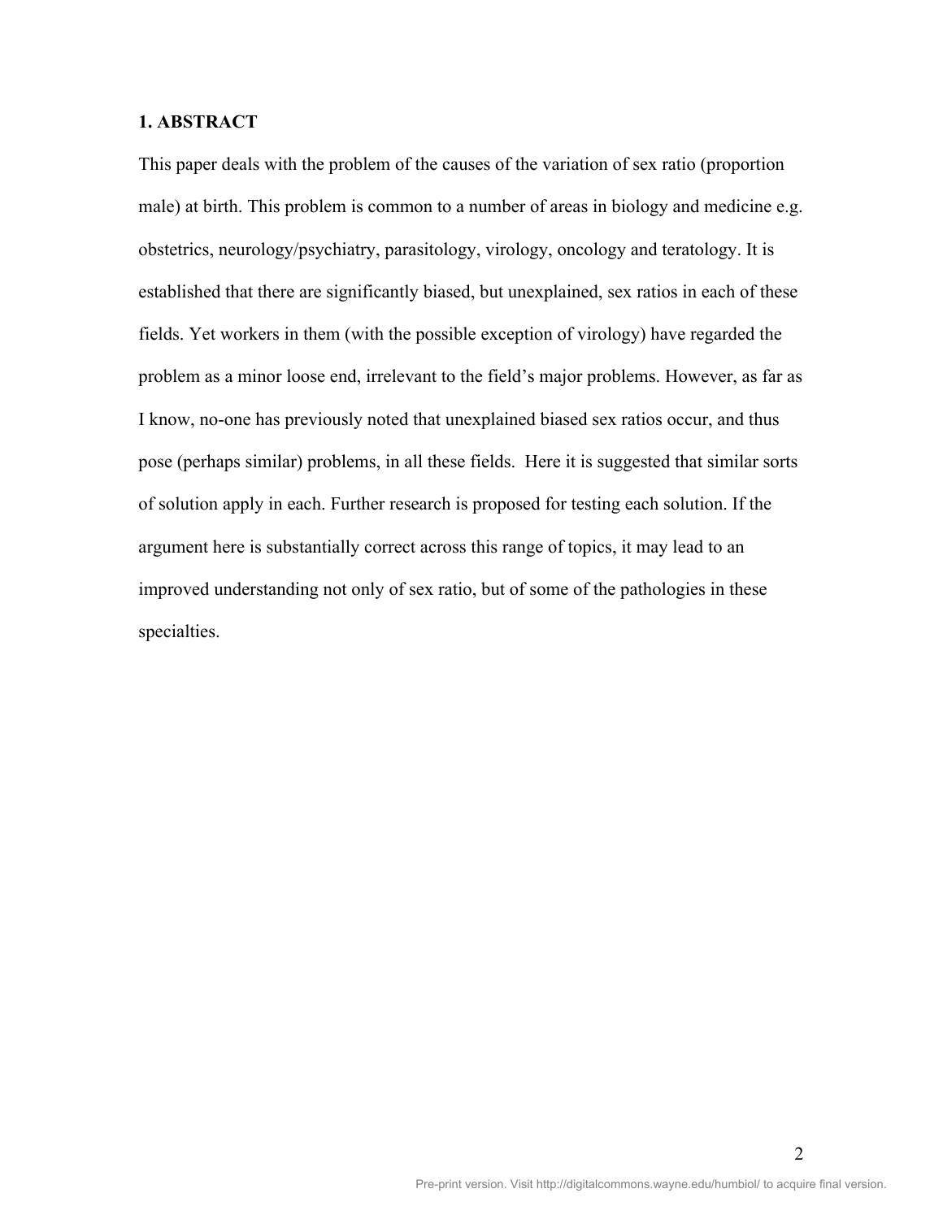## 1. ABSTRACT

This paper deals with the problem of the causes of the variation of sex ratio (proportion male) at birth. This problem is common to a number of areas in biology and medicine e.g. obstetrics, neurology/psychiatry, parasitology, virology, oncology and teratology. It is established that there are significantly biased, but unexplained, sex ratios in each of these fields. Yet workers in them (with the possible exception of virology) have regarded the problem as a minor loose end, irrelevant to the field's major problems. However, as far as I know, no-one has previously noted that unexplained biased sex ratios occur, and thus pose (perhaps similar) problems, in all these fields. Here it is suggested that similar sorts of solution apply in each. Further research is proposed for testing each solution. If the argument here is substantially correct across this range of topics, it may lead to an improved understanding not only of sex ratio, but of some of the pathologies in these specialties.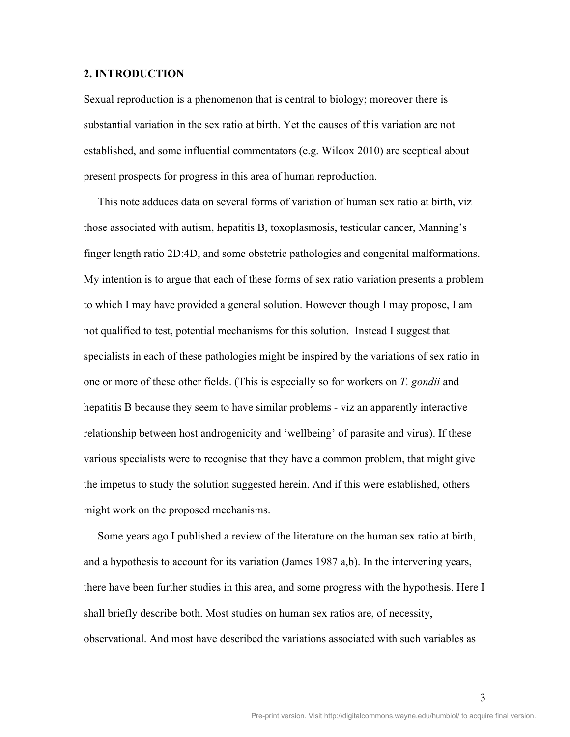## 2. INTRODUCTION

Sexual reproduction is a phenomenon that is central to biology; moreover there is substantial variation in the sex ratio at birth. Yet the causes of this variation are not established, and some influential commentators (e.g. Wilcox 2010) are sceptical about present prospects for progress in this area of human reproduction.

This note adduces data on several forms of variation of human sex ratio at birth, viz those associated with autism, hepatitis B, toxoplasmosis, testicular cancer, Manning's finger length ratio 2D:4D, and some obstetric pathologies and congenital malformations. My intention is to argue that each of these forms of sex ratio variation presents a problem to which I may have provided a general solution. However though I may propose, I am not qualified to test, potential mechanisms for this solution. Instead I suggest that specialists in each of these pathologies might be inspired by the variations of sex ratio in one or more of these other fields. (This is especially so for workers on *T. gondii* and hepatitis B because they seem to have similar problems - viz an apparently interactive relationship between host androgenicity and 'wellbeing' of parasite and virus). If these various specialists were to recognise that they have a common problem, that might give the impetus to study the solution suggested herein. And if this were established, others might work on the proposed mechanisms.

Some years ago I published a review of the literature on the human sex ratio at birth, and a hypothesis to account for its variation (James 1987 a,b). In the intervening years, there have been further studies in this area, and some progress with the hypothesis. Here I shall briefly describe both. Most studies on human sex ratios are, of necessity, observational. And most have described the variations associated with such variables as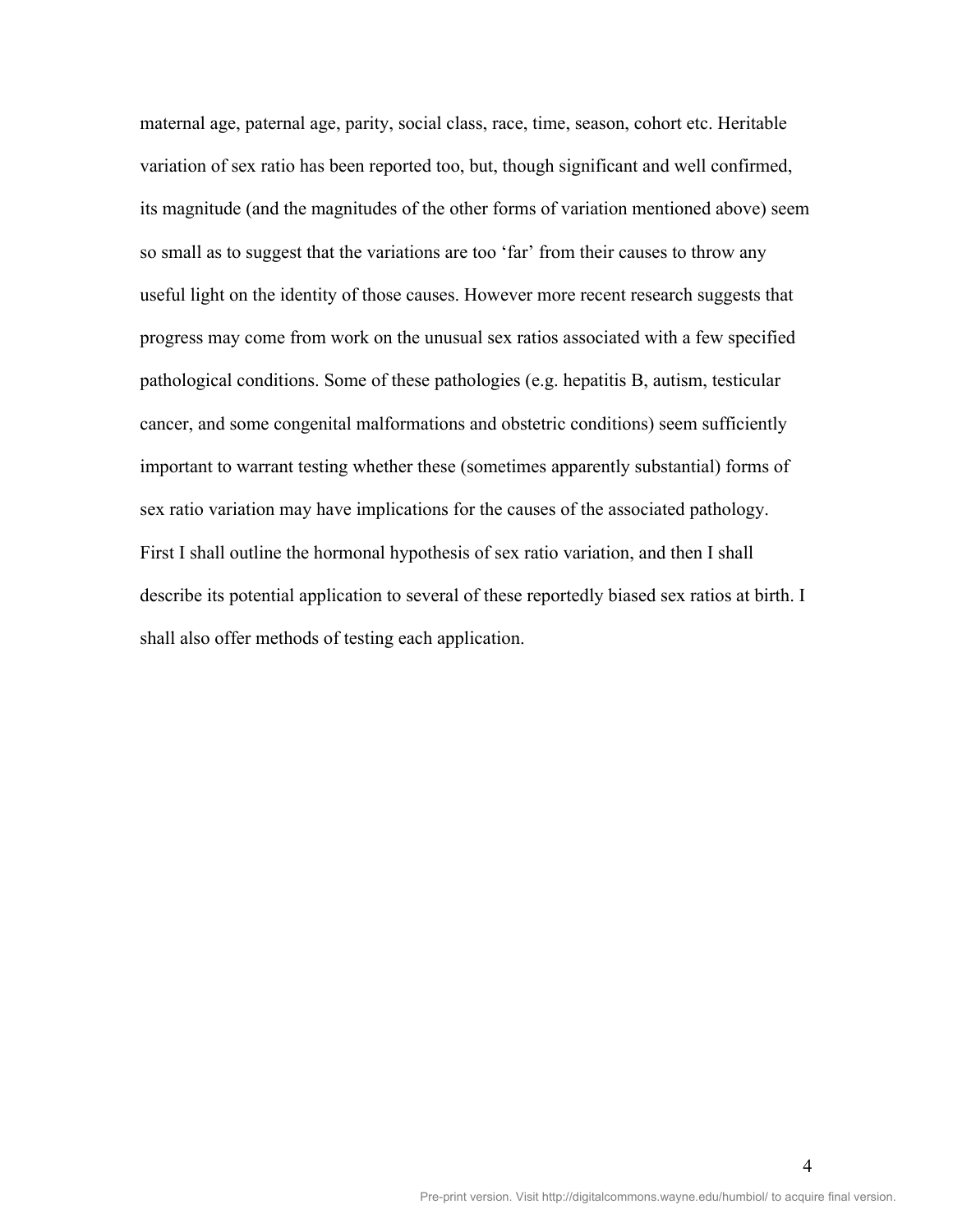maternal age, paternal age, parity, social class, race, time, season, cohort etc. Heritable variation of sex ratio has been reported too, but, though significant and well confirmed, its magnitude (and the magnitudes of the other forms of variation mentioned above) seem so small as to suggest that the variations are too 'far' from their causes to throw any useful light on the identity of those causes. However more recent research suggests that progress may come from work on the unusual sex ratios associated with a few specified pathological conditions. Some of these pathologies (e.g. hepatitis B, autism, testicular cancer, and some congenital malformations and obstetric conditions) seem sufficiently important to warrant testing whether these (sometimes apparently substantial) forms of sex ratio variation may have implications for the causes of the associated pathology. First I shall outline the hormonal hypothesis of sex ratio variation, and then I shall describe its potential application to several of these reportedly biased sex ratios at birth. I shall also offer methods of testing each application.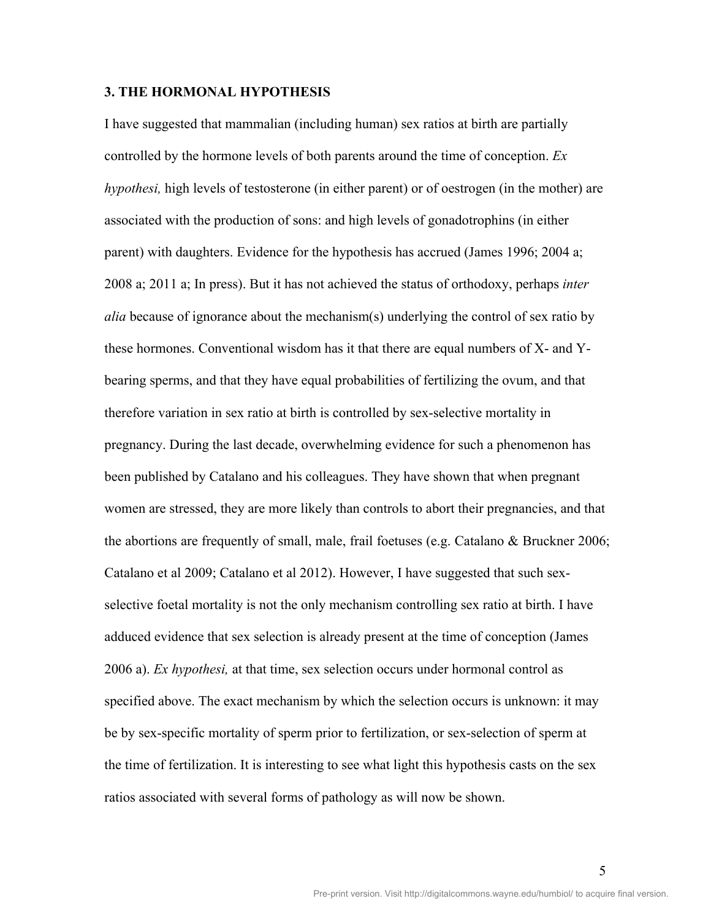## 3. THE HORMONAL HYPOTHESIS

I have suggested that mammalian (including human) sex ratios at birth are partially controlled by the hormone levels of both parents around the time of conception. *Ex hypothesi,* high levels of testosterone (in either parent) or of oestrogen (in the mother) are associated with the production of sons: and high levels of gonadotrophins (in either parent) with daughters. Evidence for the hypothesis has accrued (James 1996; 2004 a; 2008 a; 2011 a; In press). But it has not achieved the status of orthodoxy, perhaps *inter alia* because of ignorance about the mechanism(s) underlying the control of sex ratio by these hormones. Conventional wisdom has it that there are equal numbers of X- and Y-bearing sperms, and that they have equal probabilities of fertilizing the ovum, and that therefore variation in sex ratio at birth is controlled by sex-selective mortality in pregnancy. During the last decade, overwhelming evidence for such a phenomenon has been published by Catalano and his colleagues. They have shown that when pregnant women are stressed, they are more likely than controls to abort their pregnancies, and that the abortions are frequently of small, male, frail foetuses (e.g. Catalano & Bruckner 2006; Catalano et al 2009; Catalano et al 2012). However, I have suggested that such sex-selective foetal mortality is not the only mechanism controlling sex ratio at birth. I have adduced evidence that sex selection is already present at the time of conception (James 2006 a). *Ex hypothesi,* at that time, sex selection occurs under hormonal control as specified above. The exact mechanism by which the selection occurs is unknown: it may be by sex-specific mortality of sperm prior to fertilization, or sex-selection of sperm at the time of fertilization. It is interesting to see what light this hypothesis casts on the sex ratios associated with several forms of pathology as will now be shown.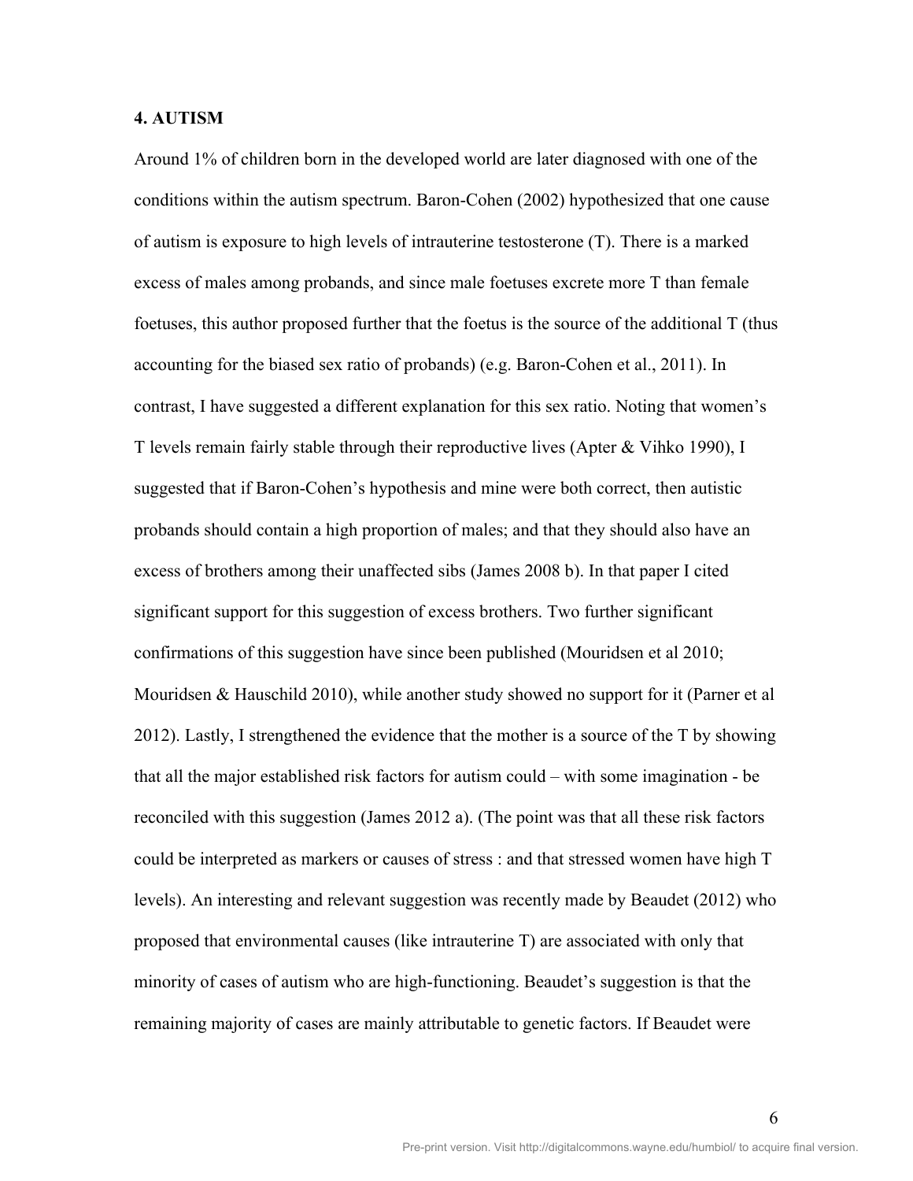## 4. AUTISM

Around 1% of children born in the developed world are later diagnosed with one of the conditions within the autism spectrum. Baron-Cohen (2002) hypothesized that one cause of autism is exposure to high levels of intrauterine testosterone (T). There is a marked excess of males among probands, and since male foetuses excrete more T than female foetuses, this author proposed further that the foetus is the source of the additional T (thus accounting for the biased sex ratio of probands) (e.g. Baron-Cohen et al., 2011). In contrast, I have suggested a different explanation for this sex ratio. Noting that women's T levels remain fairly stable through their reproductive lives (Apter & Vihko 1990), I suggested that if Baron-Cohen's hypothesis and mine were both correct, then autistic probands should contain a high proportion of males; and that they should also have an excess of brothers among their unaffected sibs (James 2008 b). In that paper I cited significant support for this suggestion of excess brothers. Two further significant confirmations of this suggestion have since been published (Mouridsen et al 2010; Mouridsen & Hauschild 2010), while another study showed no support for it (Parner et al 2012). Lastly, I strengthened the evidence that the mother is a source of the T by showing that all the major established risk factors for autism could – with some imagination - be reconciled with this suggestion (James 2012 a). (The point was that all these risk factors could be interpreted as markers or causes of stress : and that stressed women have high T levels). An interesting and relevant suggestion was recently made by Beaudet (2012) who proposed that environmental causes (like intrauterine T) are associated with only that minority of cases of autism who are high-functioning. Beaudet's suggestion is that the remaining majority of cases are mainly attributable to genetic factors. If Beaudet were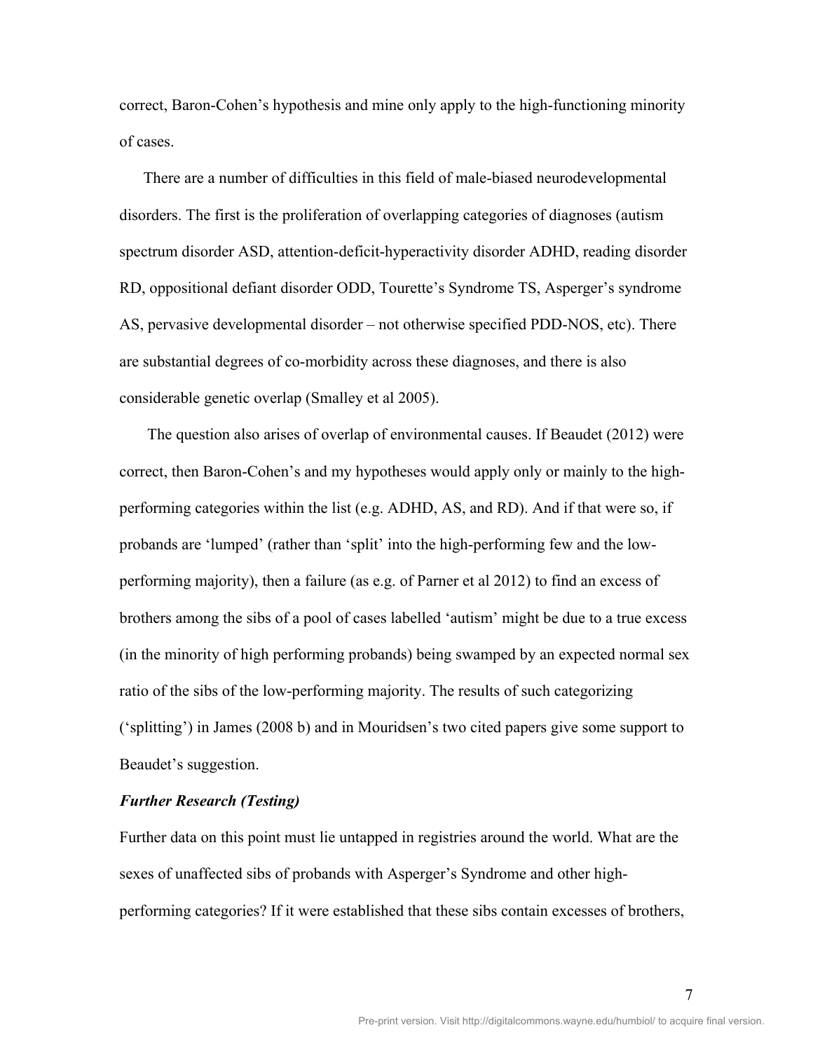correct, Baron-Cohen's hypothesis and mine only apply to the high-functioning minority of cases.

There are a number of difficulties in this field of male-biased neurodevelopmental disorders. The first is the proliferation of overlapping categories of diagnoses (autism spectrum disorder ASD, attention-deficit-hyperactivity disorder ADHD, reading disorder RD, oppositional defiant disorder ODD, Tourette's Syndrome TS, Asperger's syndrome AS, pervasive developmental disorder – not otherwise specified PDD-NOS, etc). There are substantial degrees of co-morbidity across these diagnoses, and there is also considerable genetic overlap (Smalley et al 2005).

The question also arises of overlap of environmental causes. If Beaudet (2012) were correct, then Baron-Cohen's and my hypotheses would apply only or mainly to the high-performing categories within the list (e.g. ADHD, AS, and RD). And if that were so, if probands are 'lumped' (rather than 'split' into the high-performing few and the low-performing majority), then a failure (as e.g. of Parner et al 2012) to find an excess of brothers among the sibs of a pool of cases labelled 'autism' might be due to a true excess (in the minority of high performing probands) being swamped by an expected normal sex ratio of the sibs of the low-performing majority. The results of such categorizing ('splitting') in James (2008 b) and in Mouridsen's two cited papers give some support to Beaudet's suggestion.

***Further Research (Testing)***

Further data on this point must lie untapped in registries around the world. What are the sexes of unaffected sibs of probands with Asperger's Syndrome and other high-performing categories? If it were established that these sibs contain excesses of brothers,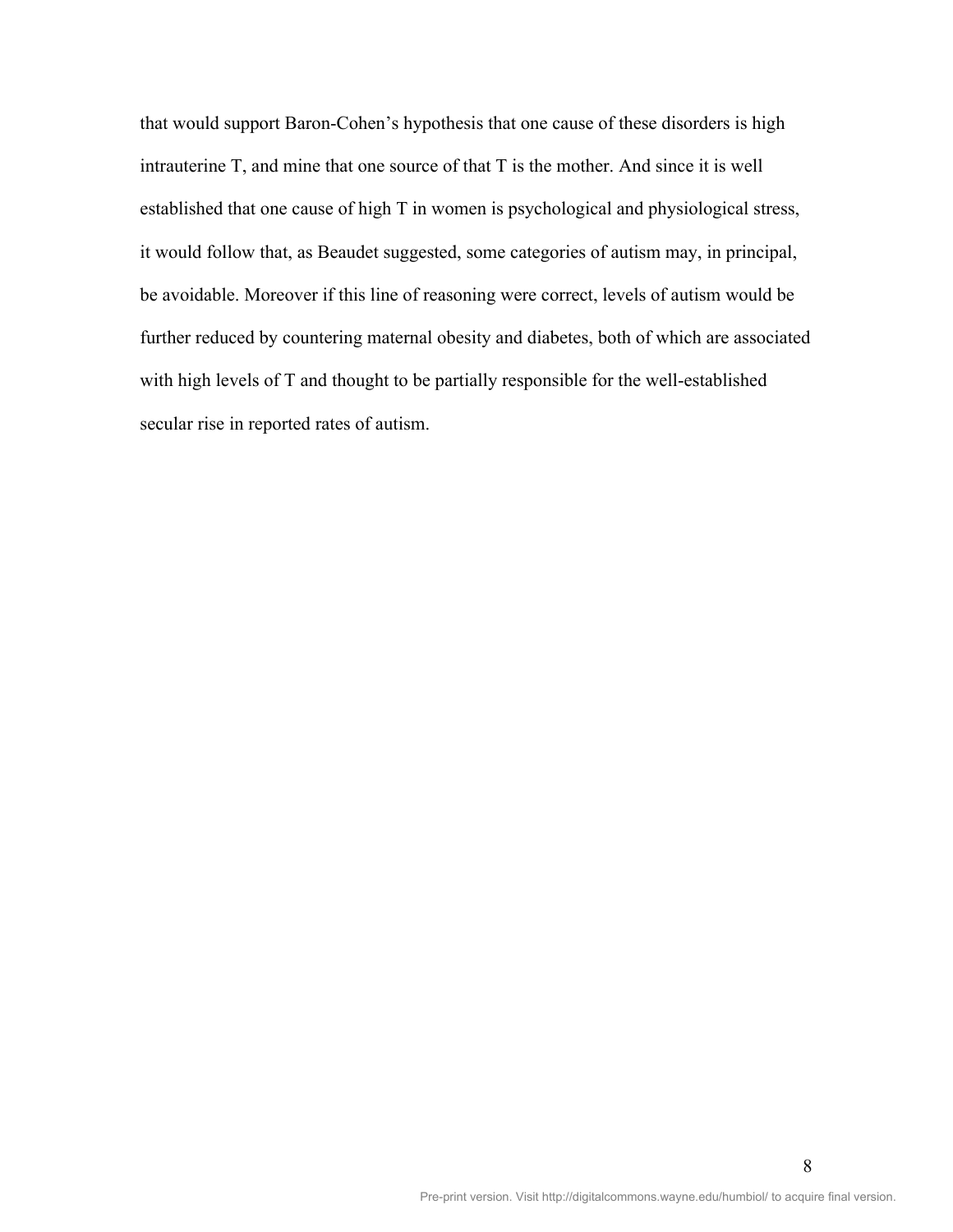that would support Baron-Cohen's hypothesis that one cause of these disorders is high intrauterine T, and mine that one source of that T is the mother. And since it is well established that one cause of high T in women is psychological and physiological stress, it would follow that, as Beaudet suggested, some categories of autism may, in principal, be avoidable. Moreover if this line of reasoning were correct, levels of autism would be further reduced by countering maternal obesity and diabetes, both of which are associated with high levels of T and thought to be partially responsible for the well-established secular rise in reported rates of autism.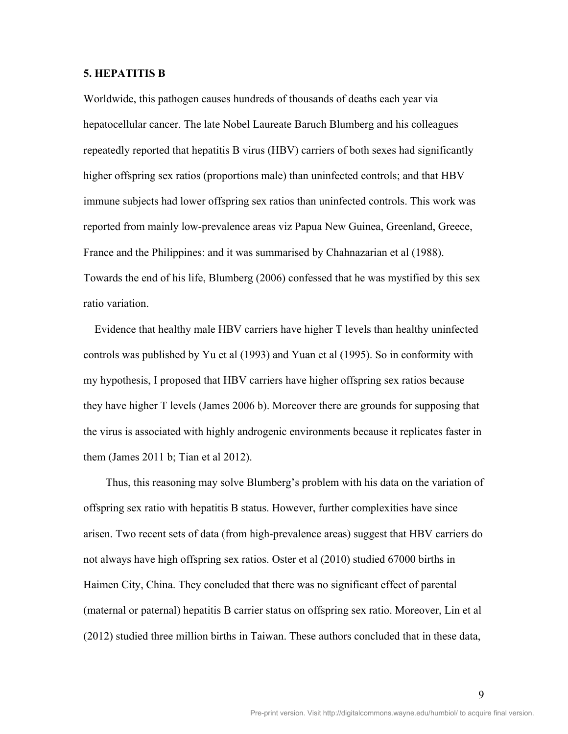## 5. HEPATITIS B

Worldwide, this pathogen causes hundreds of thousands of deaths each year via hepatocellular cancer. The late Nobel Laureate Baruch Blumberg and his colleagues repeatedly reported that hepatitis B virus (HBV) carriers of both sexes had significantly higher offspring sex ratios (proportions male) than uninfected controls; and that HBV immune subjects had lower offspring sex ratios than uninfected controls. This work was reported from mainly low-prevalence areas viz Papua New Guinea, Greenland, Greece, France and the Philippines: and it was summarised by Chahnazarian et al (1988). Towards the end of his life, Blumberg (2006) confessed that he was mystified by this sex ratio variation.

Evidence that healthy male HBV carriers have higher T levels than healthy uninfected controls was published by Yu et al (1993) and Yuan et al (1995). So in conformity with my hypothesis, I proposed that HBV carriers have higher offspring sex ratios because they have higher T levels (James 2006 b). Moreover there are grounds for supposing that the virus is associated with highly androgenic environments because it replicates faster in them (James 2011 b; Tian et al 2012).

Thus, this reasoning may solve Blumberg's problem with his data on the variation of offspring sex ratio with hepatitis B status. However, further complexities have since arisen. Two recent sets of data (from high-prevalence areas) suggest that HBV carriers do not always have high offspring sex ratios. Oster et al (2010) studied 67000 births in Haimen City, China. They concluded that there was no significant effect of parental (maternal or paternal) hepatitis B carrier status on offspring sex ratio. Moreover, Lin et al (2012) studied three million births in Taiwan. These authors concluded that in these data,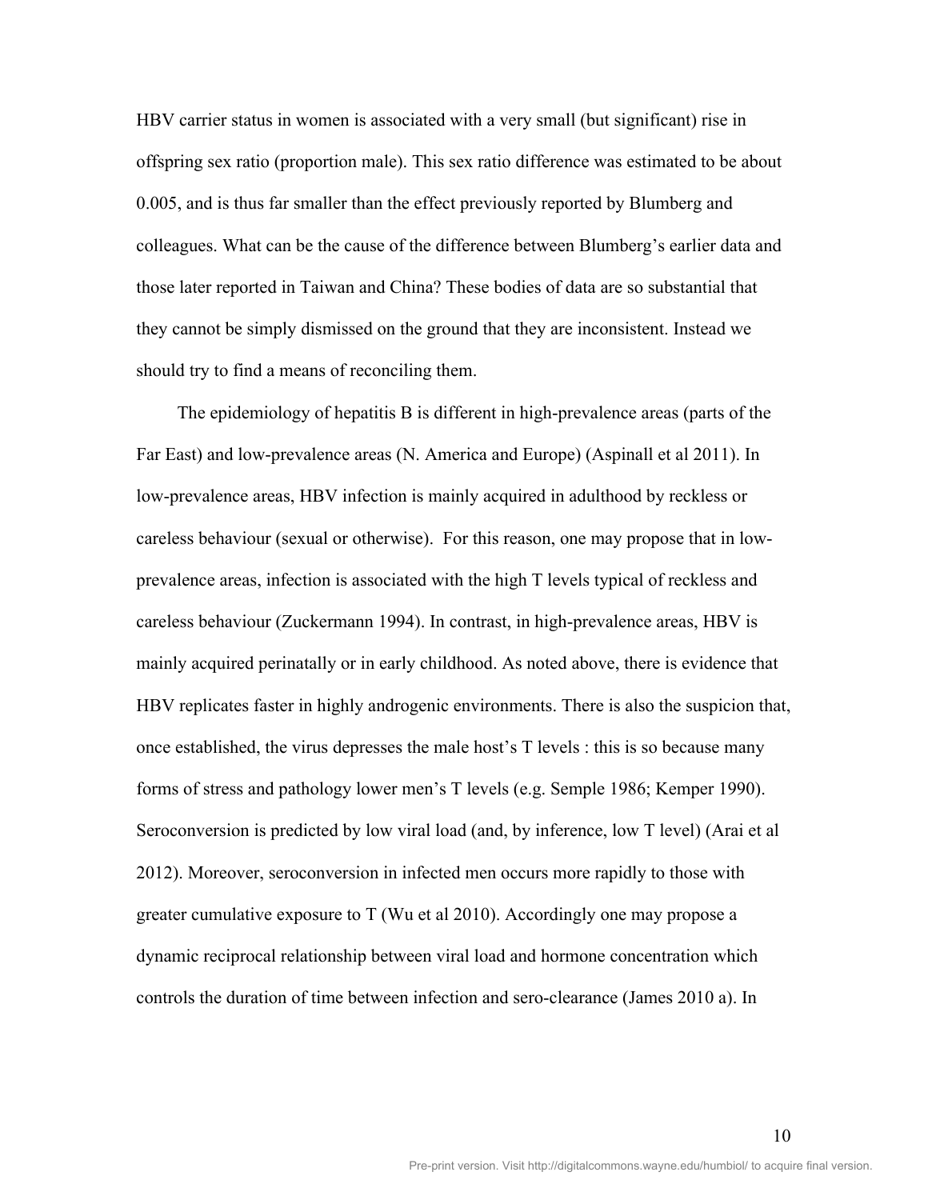HBV carrier status in women is associated with a very small (but significant) rise in offspring sex ratio (proportion male). This sex ratio difference was estimated to be about 0.005, and is thus far smaller than the effect previously reported by Blumberg and colleagues. What can be the cause of the difference between Blumberg's earlier data and those later reported in Taiwan and China? These bodies of data are so substantial that they cannot be simply dismissed on the ground that they are inconsistent. Instead we should try to find a means of reconciling them.

The epidemiology of hepatitis B is different in high-prevalence areas (parts of the Far East) and low-prevalence areas (N. America and Europe) (Aspinall et al 2011). In low-prevalence areas, HBV infection is mainly acquired in adulthood by reckless or careless behaviour (sexual or otherwise). For this reason, one may propose that in low-prevalence areas, infection is associated with the high T levels typical of reckless and careless behaviour (Zuckermann 1994). In contrast, in high-prevalence areas, HBV is mainly acquired perinatally or in early childhood. As noted above, there is evidence that HBV replicates faster in highly androgenic environments. There is also the suspicion that, once established, the virus depresses the male host's T levels : this is so because many forms of stress and pathology lower men's T levels (e.g. Semple 1986; Kemper 1990). Seroconversion is predicted by low viral load (and, by inference, low T level) (Arai et al 2012). Moreover, seroconversion in infected men occurs more rapidly to those with greater cumulative exposure to T (Wu et al 2010). Accordingly one may propose a dynamic reciprocal relationship between viral load and hormone concentration which controls the duration of time between infection and sero-clearance (James 2010 a). In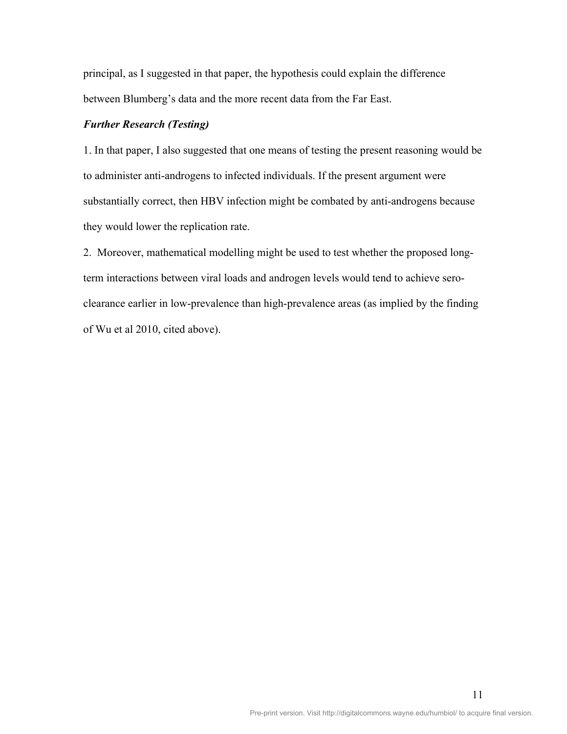principal, as I suggested in that paper, the hypothesis could explain the difference between Blumberg's data and the more recent data from the Far East.

***Further Research (Testing)***

1. In that paper, I also suggested that one means of testing the present reasoning would be to administer anti-androgens to infected individuals. If the present argument were substantially correct, then HBV infection might be combated by anti-androgens because they would lower the replication rate.

2. Moreover, mathematical modelling might be used to test whether the proposed long-term interactions between viral loads and androgen levels would tend to achieve sero-clearance earlier in low-prevalence than high-prevalence areas (as implied by the finding of Wu et al 2010, cited above).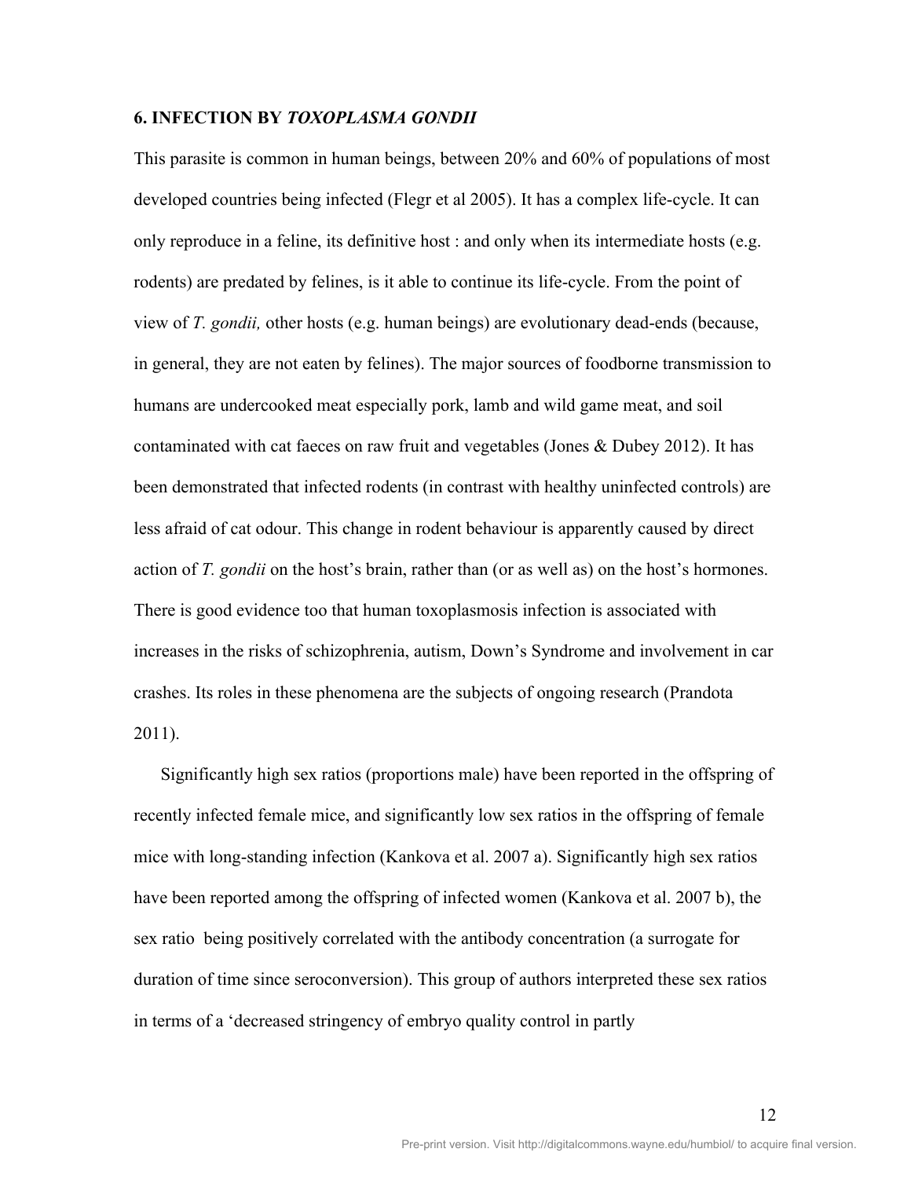## 6. INFECTION BY *TOXOPLASMA GONDII*

This parasite is common in human beings, between 20% and 60% of populations of most developed countries being infected (Flegr et al 2005). It has a complex life-cycle. It can only reproduce in a feline, its definitive host : and only when its intermediate hosts (e.g. rodents) are predated by felines, is it able to continue its life-cycle. From the point of view of *T. gondii,* other hosts (e.g. human beings) are evolutionary dead-ends (because, in general, they are not eaten by felines). The major sources of foodborne transmission to humans are undercooked meat especially pork, lamb and wild game meat, and soil contaminated with cat faeces on raw fruit and vegetables (Jones & Dubey 2012). It has been demonstrated that infected rodents (in contrast with healthy uninfected controls) are less afraid of cat odour. This change in rodent behaviour is apparently caused by direct action of *T. gondii* on the host's brain, rather than (or as well as) on the host's hormones. There is good evidence too that human toxoplasmosis infection is associated with increases in the risks of schizophrenia, autism, Down's Syndrome and involvement in car crashes. Its roles in these phenomena are the subjects of ongoing research (Prandota 2011).

Significantly high sex ratios (proportions male) have been reported in the offspring of recently infected female mice, and significantly low sex ratios in the offspring of female mice with long-standing infection (Kankova et al. 2007 a). Significantly high sex ratios have been reported among the offspring of infected women (Kankova et al. 2007 b), the sex ratio being positively correlated with the antibody concentration (a surrogate for duration of time since seroconversion). This group of authors interpreted these sex ratios in terms of a 'decreased stringency of embryo quality control in partly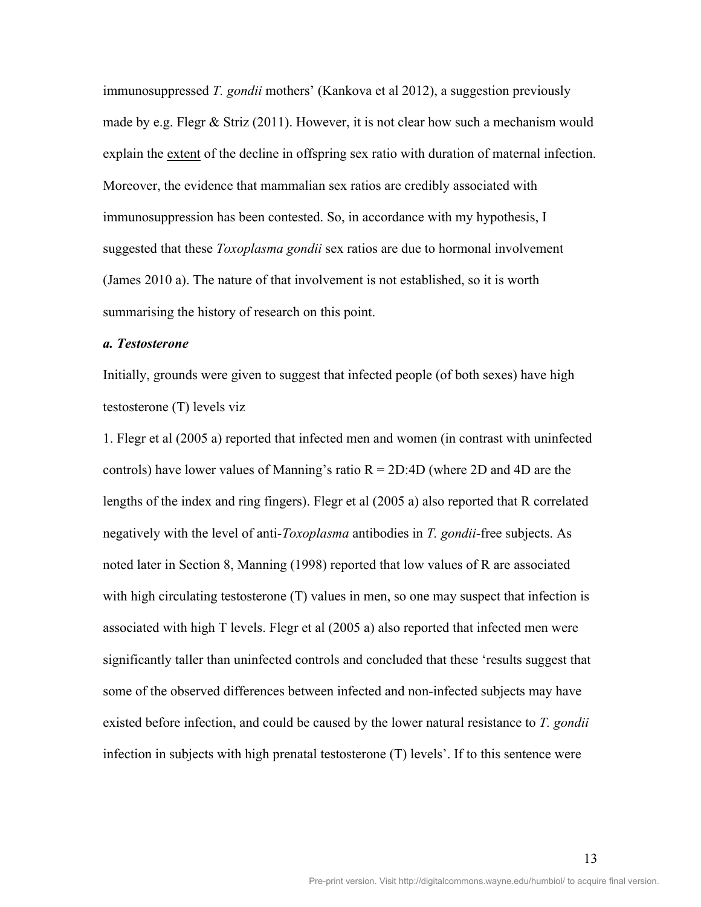immunosuppressed *T. gondii* mothers' (Kankova et al 2012), a suggestion previously made by e.g. Flegr & Striz (2011). However, it is not clear how such a mechanism would explain the extent of the decline in offspring sex ratio with duration of maternal infection. Moreover, the evidence that mammalian sex ratios are credibly associated with immunosuppression has been contested. So, in accordance with my hypothesis, I suggested that these *Toxoplasma gondii* sex ratios are due to hormonal involvement (James 2010 a). The nature of that involvement is not established, so it is worth summarising the history of research on this point.

***a. Testosterone***

Initially, grounds were given to suggest that infected people (of both sexes) have high testosterone (T) levels viz

1. Flegr et al (2005 a) reported that infected men and women (in contrast with uninfected controls) have lower values of Manning's ratio R = 2D:4D (where 2D and 4D are the lengths of the index and ring fingers). Flegr et al (2005 a) also reported that R correlated negatively with the level of anti-*Toxoplasma* antibodies in *T. gondii*-free subjects. As noted later in Section 8, Manning (1998) reported that low values of R are associated with high circulating testosterone (T) values in men, so one may suspect that infection is associated with high T levels. Flegr et al (2005 a) also reported that infected men were significantly taller than uninfected controls and concluded that these 'results suggest that some of the observed differences between infected and non-infected subjects may have existed before infection, and could be caused by the lower natural resistance to *T. gondii* infection in subjects with high prenatal testosterone (T) levels'. If to this sentence were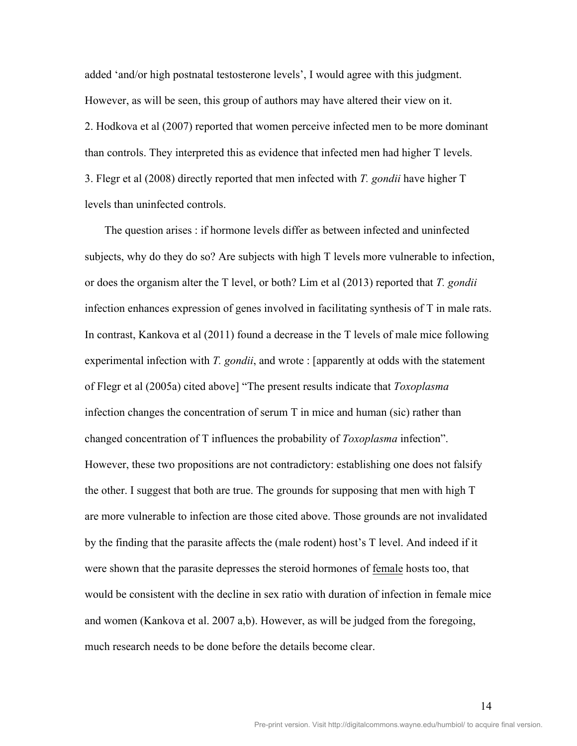added 'and/or high postnatal testosterone levels', I would agree with this judgment. However, as will be seen, this group of authors may have altered their view on it.

2. Hodkova et al (2007) reported that women perceive infected men to be more dominant than controls. They interpreted this as evidence that infected men had higher T levels.

3. Flegr et al (2008) directly reported that men infected with *T. gondii* have higher T levels than uninfected controls.

The question arises : if hormone levels differ as between infected and uninfected subjects, why do they do so? Are subjects with high T levels more vulnerable to infection, or does the organism alter the T level, or both? Lim et al (2013) reported that *T. gondii* infection enhances expression of genes involved in facilitating synthesis of T in male rats. In contrast, Kankova et al (2011) found a decrease in the T levels of male mice following experimental infection with *T. gondii*, and wrote : [apparently at odds with the statement of Flegr et al (2005a) cited above] "The present results indicate that *Toxoplasma* infection changes the concentration of serum T in mice and human (sic) rather than changed concentration of T influences the probability of *Toxoplasma* infection". However, these two propositions are not contradictory: establishing one does not falsify the other. I suggest that both are true. The grounds for supposing that men with high T are more vulnerable to infection are those cited above. Those grounds are not invalidated by the finding that the parasite affects the (male rodent) host's T level. And indeed if it were shown that the parasite depresses the steroid hormones of <u>female</u> hosts too, that would be consistent with the decline in sex ratio with duration of infection in female mice and women (Kankova et al. 2007 a,b). However, as will be judged from the foregoing, much research needs to be done before the details become clear.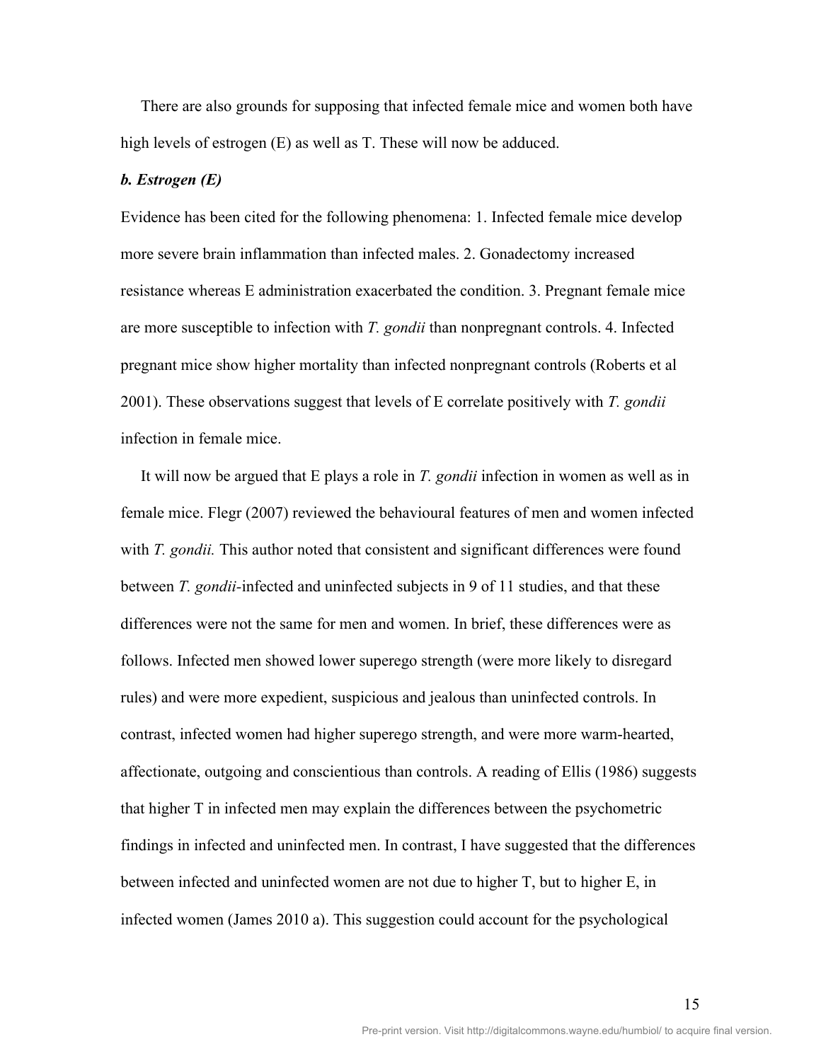There are also grounds for supposing that infected female mice and women both have high levels of estrogen (E) as well as T. These will now be adduced.

***b. Estrogen (E)***

Evidence has been cited for the following phenomena: 1. Infected female mice develop more severe brain inflammation than infected males. 2. Gonadectomy increased resistance whereas E administration exacerbated the condition. 3. Pregnant female mice are more susceptible to infection with *T. gondii* than nonpregnant controls. 4. Infected pregnant mice show higher mortality than infected nonpregnant controls (Roberts et al 2001). These observations suggest that levels of E correlate positively with *T. gondii* infection in female mice.

It will now be argued that E plays a role in *T. gondii* infection in women as well as in female mice. Flegr (2007) reviewed the behavioural features of men and women infected with *T. gondii.* This author noted that consistent and significant differences were found between *T. gondii*-infected and uninfected subjects in 9 of 11 studies, and that these differences were not the same for men and women. In brief, these differences were as follows. Infected men showed lower superego strength (were more likely to disregard rules) and were more expedient, suspicious and jealous than uninfected controls. In contrast, infected women had higher superego strength, and were more warm-hearted, affectionate, outgoing and conscientious than controls. A reading of Ellis (1986) suggests that higher T in infected men may explain the differences between the psychometric findings in infected and uninfected men. In contrast, I have suggested that the differences between infected and uninfected women are not due to higher T, but to higher E, in infected women (James 2010 a). This suggestion could account for the psychological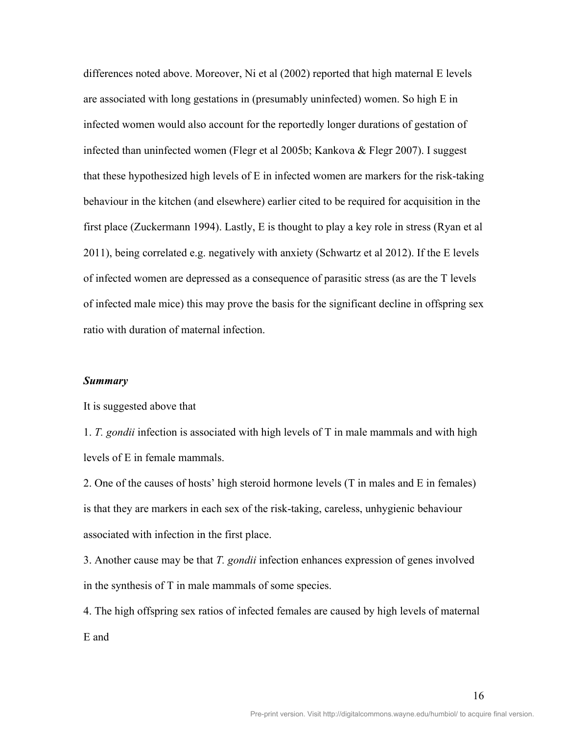differences noted above. Moreover, Ni et al (2002) reported that high maternal E levels are associated with long gestations in (presumably uninfected) women. So high E in infected women would also account for the reportedly longer durations of gestation of infected than uninfected women (Flegr et al 2005b; Kankova & Flegr 2007). I suggest that these hypothesized high levels of E in infected women are markers for the risk-taking behaviour in the kitchen (and elsewhere) earlier cited to be required for acquisition in the first place (Zuckermann 1994). Lastly, E is thought to play a key role in stress (Ryan et al 2011), being correlated e.g. negatively with anxiety (Schwartz et al 2012). If the E levels of infected women are depressed as a consequence of parasitic stress (as are the T levels of infected male mice) this may prove the basis for the significant decline in offspring sex ratio with duration of maternal infection.

***Summary***

It is suggested above that

1. *T. gondii* infection is associated with high levels of T in male mammals and with high levels of E in female mammals.

2. One of the causes of hosts' high steroid hormone levels (T in males and E in females) is that they are markers in each sex of the risk-taking, careless, unhygienic behaviour associated with infection in the first place.

3. Another cause may be that *T. gondii* infection enhances expression of genes involved in the synthesis of T in male mammals of some species.

4. The high offspring sex ratios of infected females are caused by high levels of maternal E and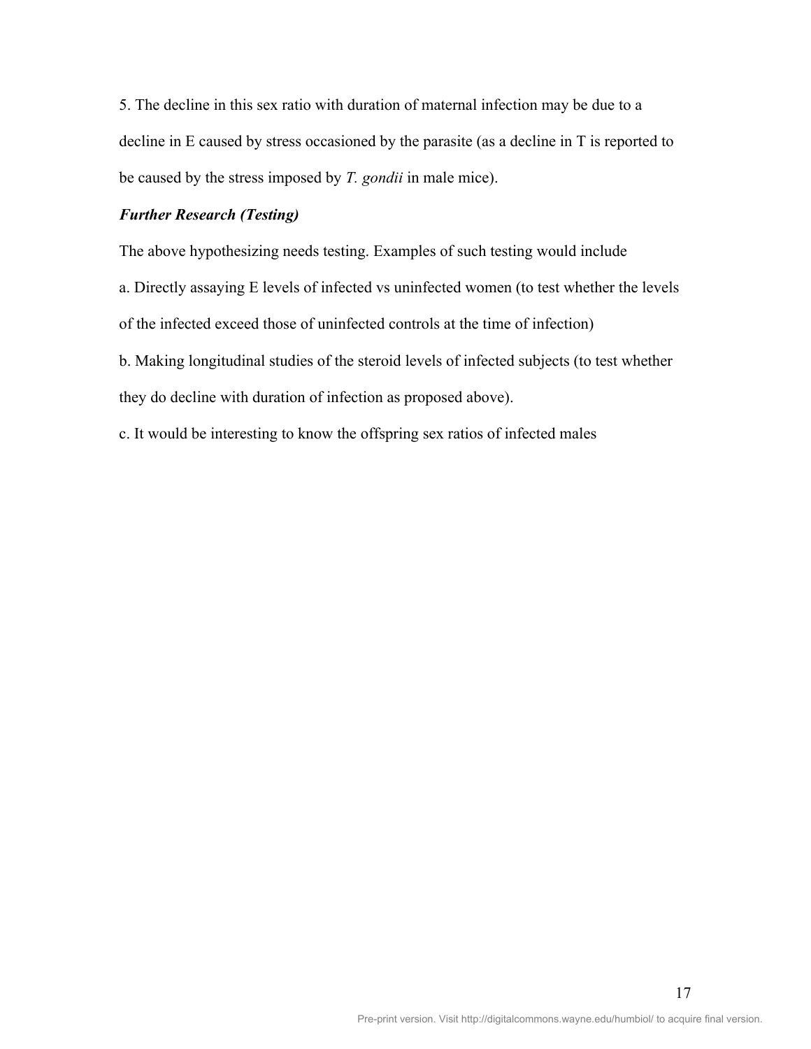5. The decline in this sex ratio with duration of maternal infection may be due to a decline in E caused by stress occasioned by the parasite (as a decline in T is reported to be caused by the stress imposed by *T. gondii* in male mice).

***Further Research (Testing)***

The above hypothesizing needs testing. Examples of such testing would include

a. Directly assaying E levels of infected vs uninfected women (to test whether the levels of the infected exceed those of uninfected controls at the time of infection)

b. Making longitudinal studies of the steroid levels of infected subjects (to test whether they do decline with duration of infection as proposed above).

c. It would be interesting to know the offspring sex ratios of infected males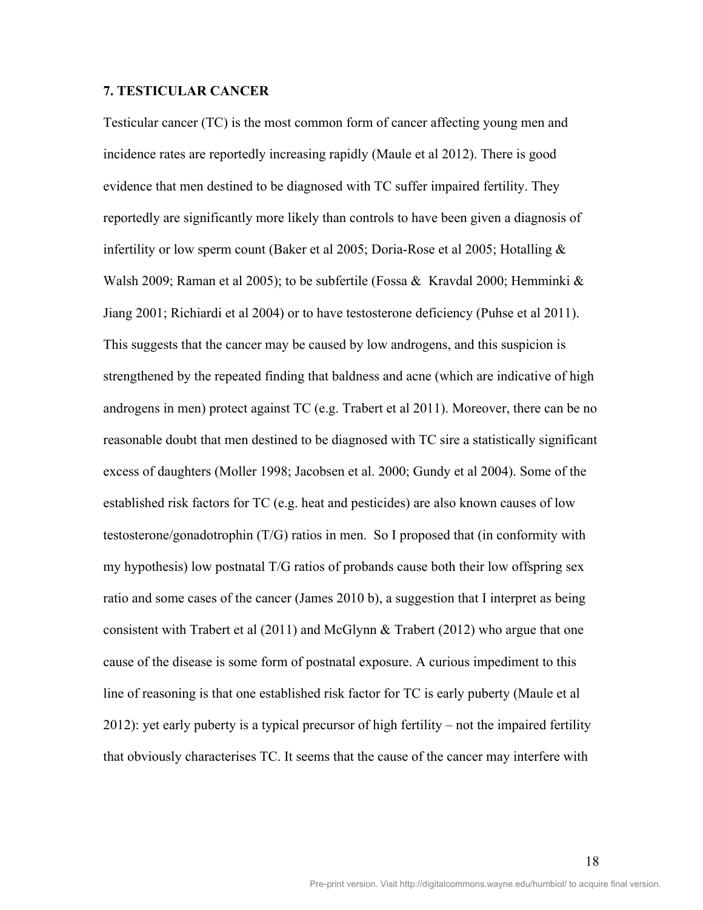### 7. TESTICULAR CANCER

Testicular cancer (TC) is the most common form of cancer affecting young men and incidence rates are reportedly increasing rapidly (Maule et al 2012). There is good evidence that men destined to be diagnosed with TC suffer impaired fertility. They reportedly are significantly more likely than controls to have been given a diagnosis of infertility or low sperm count (Baker et al 2005; Doria-Rose et al 2005; Hotalling & Walsh 2009; Raman et al 2005); to be subfertile (Fossa & Kravdal 2000; Hemminki & Jiang 2001; Richiardi et al 2004) or to have testosterone deficiency (Puhse et al 2011). This suggests that the cancer may be caused by low androgens, and this suspicion is strengthened by the repeated finding that baldness and acne (which are indicative of high androgens in men) protect against TC (e.g. Trabert et al 2011). Moreover, there can be no reasonable doubt that men destined to be diagnosed with TC sire a statistically significant excess of daughters (Moller 1998; Jacobsen et al. 2000; Gundy et al 2004). Some of the established risk factors for TC (e.g. heat and pesticides) are also known causes of low testosterone/gonadotrophin (T/G) ratios in men. So I proposed that (in conformity with my hypothesis) low postnatal T/G ratios of probands cause both their low offspring sex ratio and some cases of the cancer (James 2010 b), a suggestion that I interpret as being consistent with Trabert et al (2011) and McGlynn & Trabert (2012) who argue that one cause of the disease is some form of postnatal exposure. A curious impediment to this line of reasoning is that one established risk factor for TC is early puberty (Maule et al 2012): yet early puberty is a typical precursor of high fertility – not the impaired fertility that obviously characterises TC. It seems that the cause of the cancer may interfere with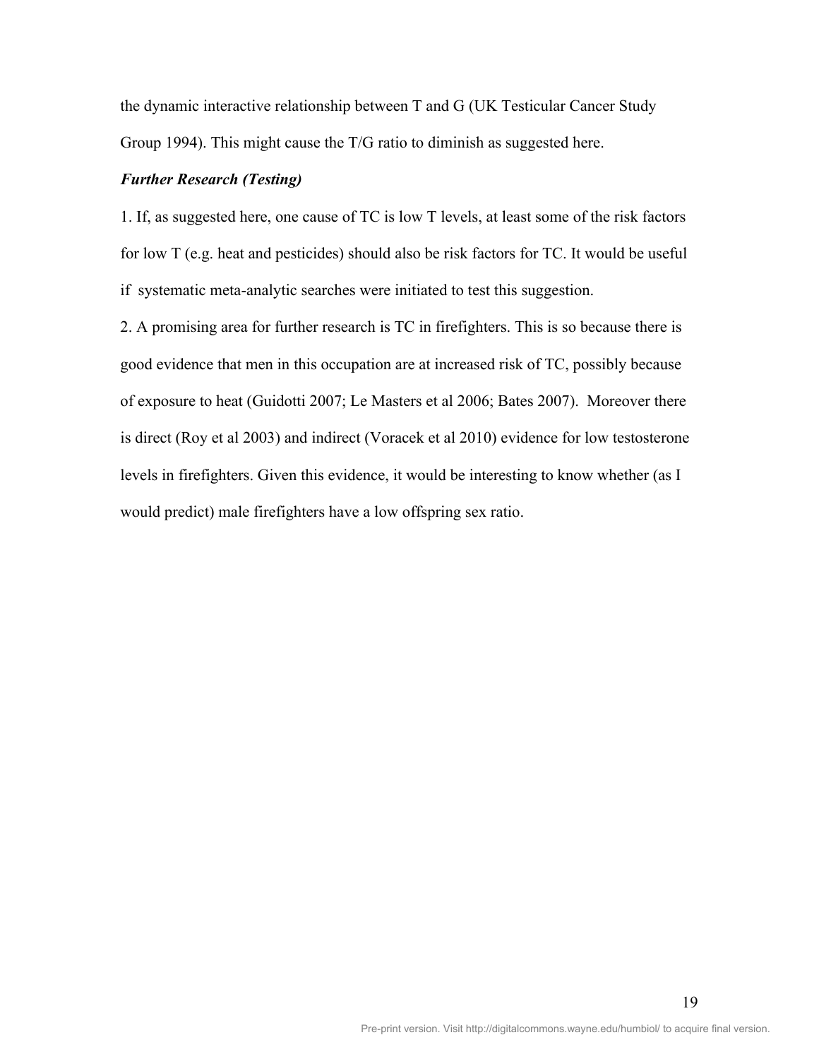the dynamic interactive relationship between T and G (UK Testicular Cancer Study Group 1994). This might cause the T/G ratio to diminish as suggested here.

***Further Research (Testing)***

1. If, as suggested here, one cause of TC is low T levels, at least some of the risk factors for low T (e.g. heat and pesticides) should also be risk factors for TC. It would be useful if systematic meta-analytic searches were initiated to test this suggestion.

2. A promising area for further research is TC in firefighters. This is so because there is good evidence that men in this occupation are at increased risk of TC, possibly because of exposure to heat (Guidotti 2007; Le Masters et al 2006; Bates 2007). Moreover there is direct (Roy et al 2003) and indirect (Voracek et al 2010) evidence for low testosterone levels in firefighters. Given this evidence, it would be interesting to know whether (as I would predict) male firefighters have a low offspring sex ratio.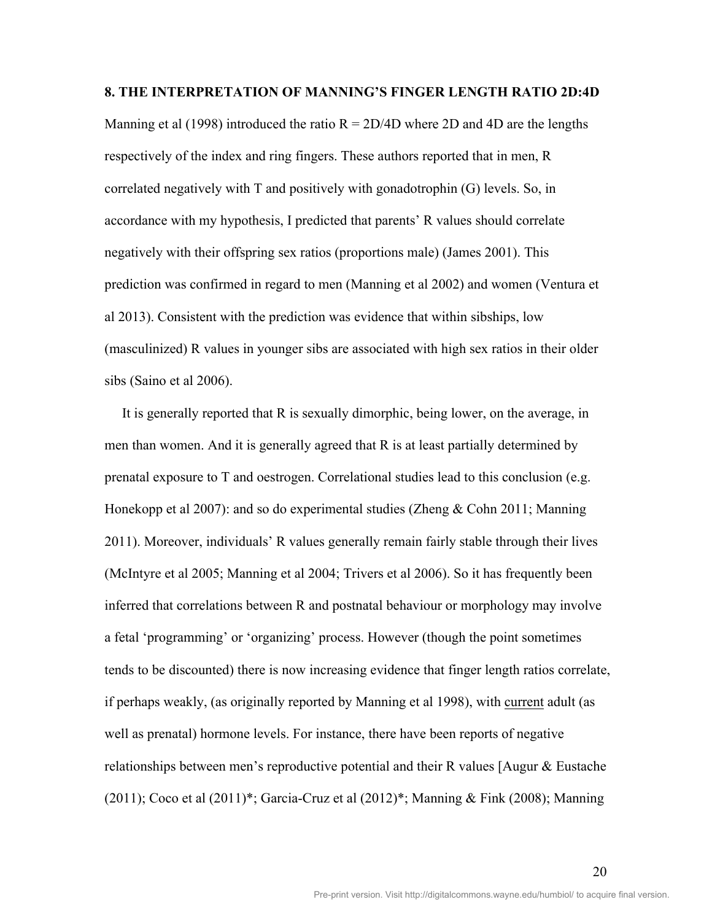## 8. THE INTERPRETATION OF MANNING'S FINGER LENGTH RATIO 2D:4D

Manning et al (1998) introduced the ratio R = 2D/4D where 2D and 4D are the lengths respectively of the index and ring fingers. These authors reported that in men, R correlated negatively with T and positively with gonadotrophin (G) levels. So, in accordance with my hypothesis, I predicted that parents' R values should correlate negatively with their offspring sex ratios (proportions male) (James 2001). This prediction was confirmed in regard to men (Manning et al 2002) and women (Ventura et al 2013). Consistent with the prediction was evidence that within sibships, low (masculinized) R values in younger sibs are associated with high sex ratios in their older sibs (Saino et al 2006).

It is generally reported that R is sexually dimorphic, being lower, on the average, in men than women. And it is generally agreed that R is at least partially determined by prenatal exposure to T and oestrogen. Correlational studies lead to this conclusion (e.g. Honekopp et al 2007): and so do experimental studies (Zheng & Cohn 2011; Manning 2011). Moreover, individuals' R values generally remain fairly stable through their lives (McIntyre et al 2005; Manning et al 2004; Trivers et al 2006). So it has frequently been inferred that correlations between R and postnatal behaviour or morphology may involve a fetal 'programming' or 'organizing' process. However (though the point sometimes tends to be discounted) there is now increasing evidence that finger length ratios correlate, if perhaps weakly, (as originally reported by Manning et al 1998), with <u>current</u> adult (as well as prenatal) hormone levels. For instance, there have been reports of negative relationships between men's reproductive potential and their R values [Augur & Eustache (2011); Coco et al (2011)*; Garcia-Cruz et al (2012)*; Manning & Fink (2008); Manning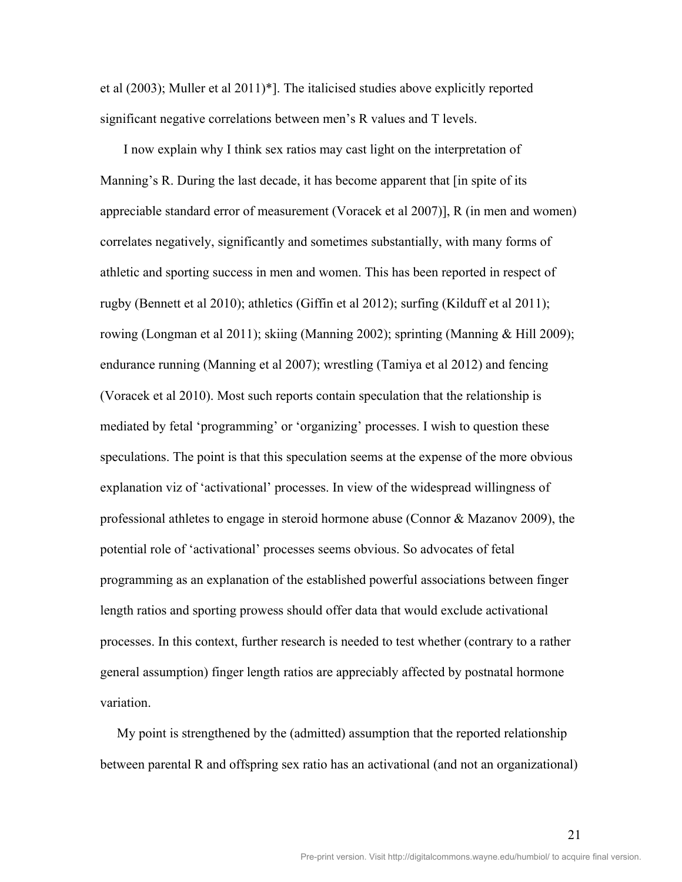et al (2003); Muller et al 2011)*]. The italicised studies above explicitly reported significant negative correlations between men's R values and T levels.

I now explain why I think sex ratios may cast light on the interpretation of Manning's R. During the last decade, it has become apparent that [in spite of its appreciable standard error of measurement (Voracek et al 2007)], R (in men and women) correlates negatively, significantly and sometimes substantially, with many forms of athletic and sporting success in men and women. This has been reported in respect of rugby (Bennett et al 2010); athletics (Giffin et al 2012); surfing (Kilduff et al 2011); rowing (Longman et al 2011); skiing (Manning 2002); sprinting (Manning & Hill 2009); endurance running (Manning et al 2007); wrestling (Tamiya et al 2012) and fencing (Voracek et al 2010). Most such reports contain speculation that the relationship is mediated by fetal 'programming' or 'organizing' processes. I wish to question these speculations. The point is that this speculation seems at the expense of the more obvious explanation viz of 'activational' processes. In view of the widespread willingness of professional athletes to engage in steroid hormone abuse (Connor & Mazanov 2009), the potential role of 'activational' processes seems obvious. So advocates of fetal programming as an explanation of the established powerful associations between finger length ratios and sporting prowess should offer data that would exclude activational processes. In this context, further research is needed to test whether (contrary to a rather general assumption) finger length ratios are appreciably affected by postnatal hormone variation.

My point is strengthened by the (admitted) assumption that the reported relationship between parental R and offspring sex ratio has an activational (and not an organizational)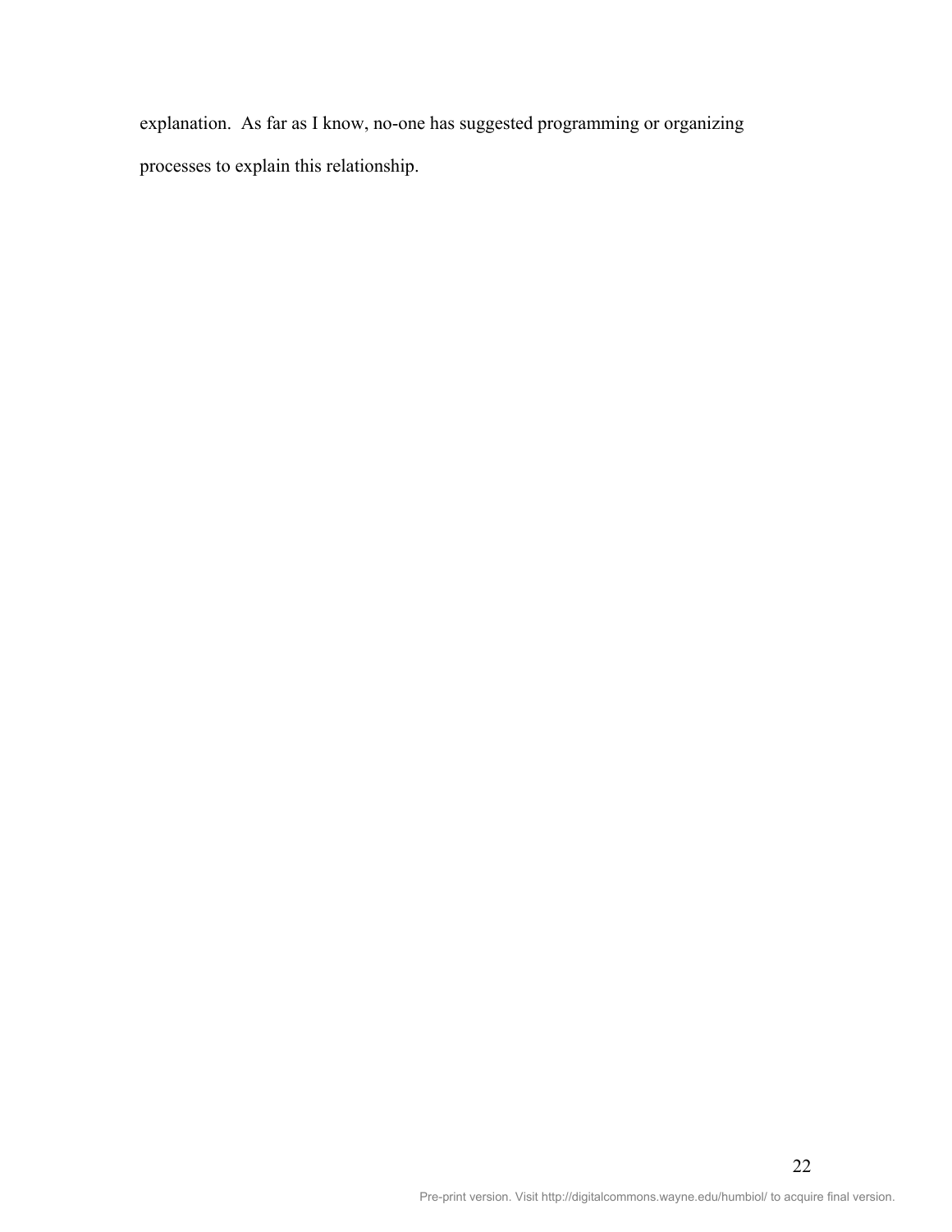explanation. As far as I know, no-one has suggested programming or organizing processes to explain this relationship.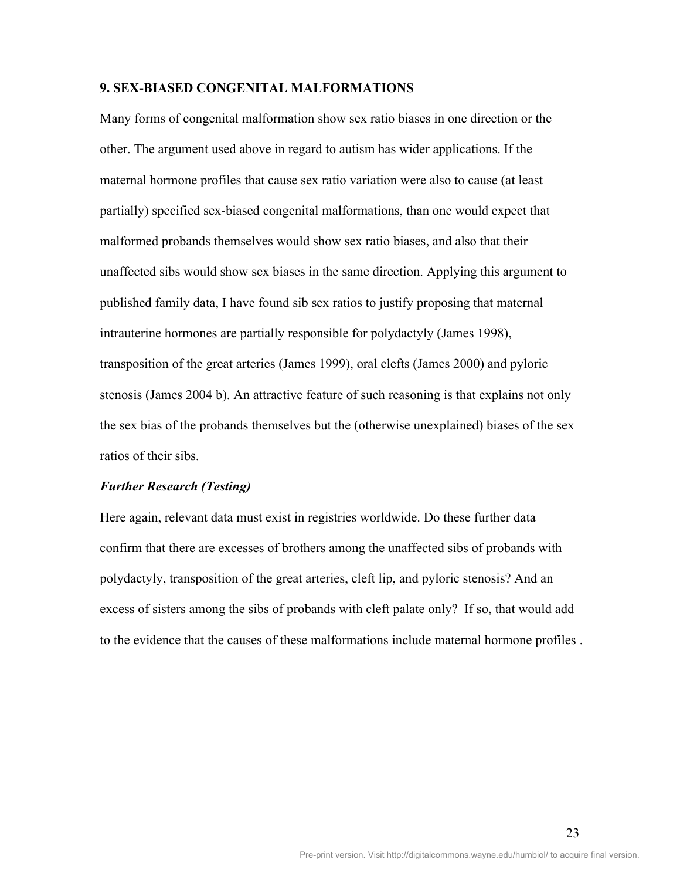## 9. SEX-BIASED CONGENITAL MALFORMATIONS

Many forms of congenital malformation show sex ratio biases in one direction or the other. The argument used above in regard to autism has wider applications. If the maternal hormone profiles that cause sex ratio variation were also to cause (at least partially) specified sex-biased congenital malformations, than one would expect that malformed probands themselves would show sex ratio biases, and <u>also</u> that their unaffected sibs would show sex biases in the same direction. Applying this argument to published family data, I have found sib sex ratios to justify proposing that maternal intrauterine hormones are partially responsible for polydactyly (James 1998), transposition of the great arteries (James 1999), oral clefts (James 2000) and pyloric stenosis (James 2004 b). An attractive feature of such reasoning is that explains not only the sex bias of the probands themselves but the (otherwise unexplained) biases of the sex ratios of their sibs.

### *Further Research (Testing)*

Here again, relevant data must exist in registries worldwide. Do these further data confirm that there are excesses of brothers among the unaffected sibs of probands with polydactyly, transposition of the great arteries, cleft lip, and pyloric stenosis? And an excess of sisters among the sibs of probands with cleft palate only? If so, that would add to the evidence that the causes of these malformations include maternal hormone profiles .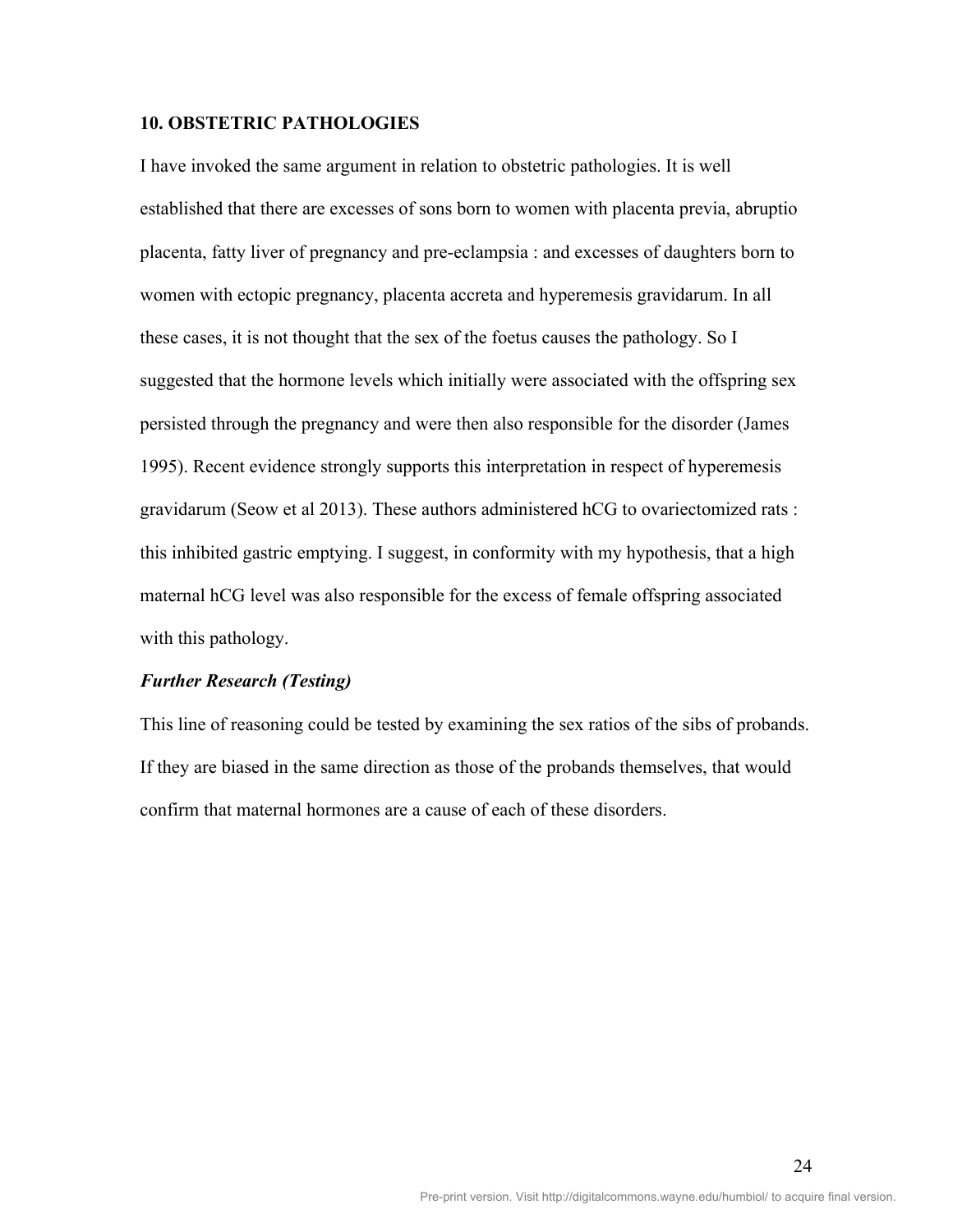## 10. OBSTETRIC PATHOLOGIES

I have invoked the same argument in relation to obstetric pathologies. It is well established that there are excesses of sons born to women with placenta previa, abruptio placenta, fatty liver of pregnancy and pre-eclampsia : and excesses of daughters born to women with ectopic pregnancy, placenta accreta and hyperemesis gravidarum. In all these cases, it is not thought that the sex of the foetus causes the pathology. So I suggested that the hormone levels which initially were associated with the offspring sex persisted through the pregnancy and were then also responsible for the disorder (James 1995). Recent evidence strongly supports this interpretation in respect of hyperemesis gravidarum (Seow et al 2013). These authors administered hCG to ovariectomized rats : this inhibited gastric emptying. I suggest, in conformity with my hypothesis, that a high maternal hCG level was also responsible for the excess of female offspring associated with this pathology.

### *Further Research (Testing)*

This line of reasoning could be tested by examining the sex ratios of the sibs of probands. If they are biased in the same direction as those of the probands themselves, that would confirm that maternal hormones are a cause of each of these disorders.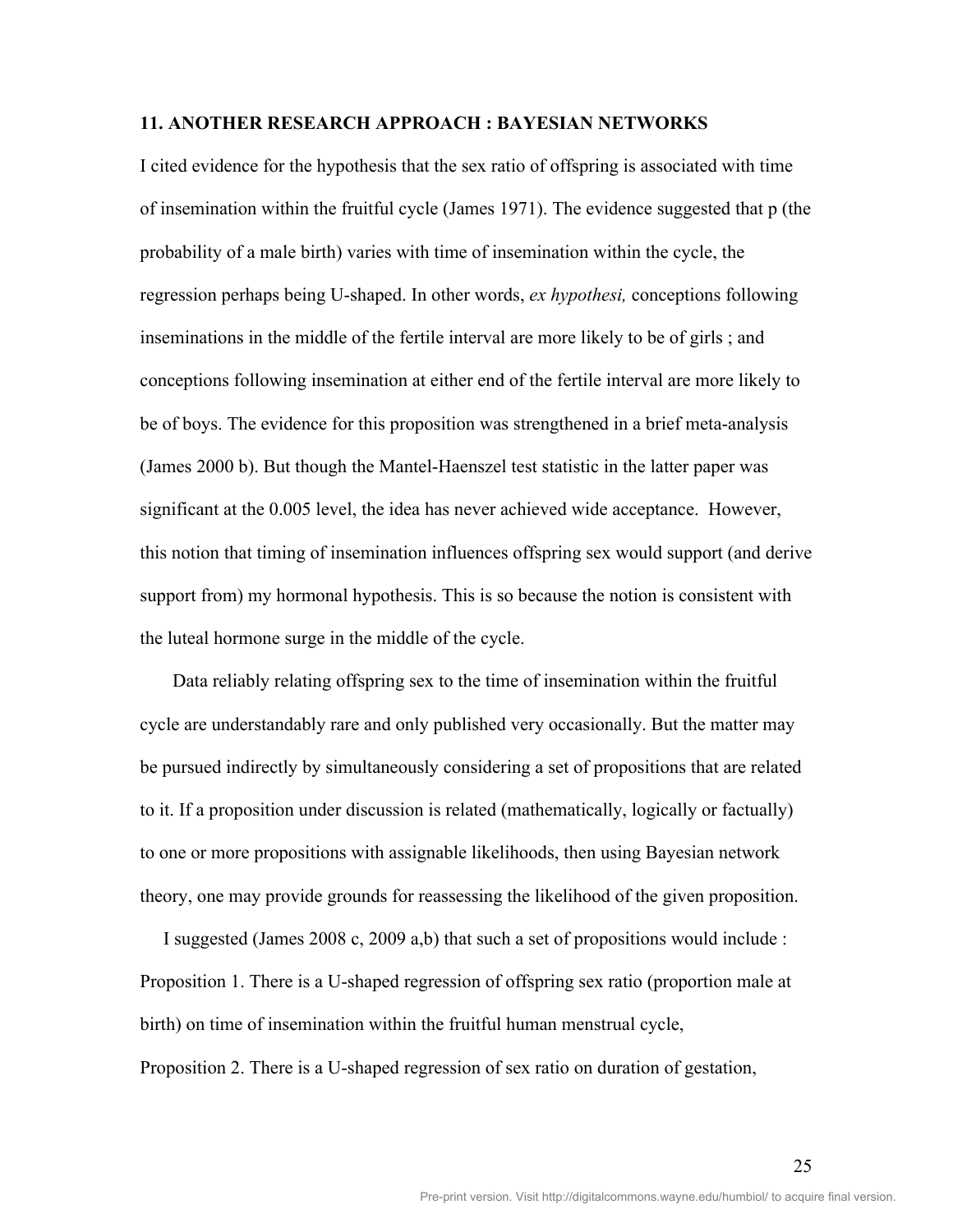## 11. ANOTHER RESEARCH APPROACH : BAYESIAN NETWORKS

I cited evidence for the hypothesis that the sex ratio of offspring is associated with time of insemination within the fruitful cycle (James 1971). The evidence suggested that p (the probability of a male birth) varies with time of insemination within the cycle, the regression perhaps being U-shaped. In other words, *ex hypothesi,* conceptions following inseminations in the middle of the fertile interval are more likely to be of girls ; and conceptions following insemination at either end of the fertile interval are more likely to be of boys. The evidence for this proposition was strengthened in a brief meta-analysis (James 2000 b). But though the Mantel-Haenszel test statistic in the latter paper was significant at the 0.005 level, the idea has never achieved wide acceptance. However, this notion that timing of insemination influences offspring sex would support (and derive support from) my hormonal hypothesis. This is so because the notion is consistent with the luteal hormone surge in the middle of the cycle.

Data reliably relating offspring sex to the time of insemination within the fruitful cycle are understandably rare and only published very occasionally. But the matter may be pursued indirectly by simultaneously considering a set of propositions that are related to it. If a proposition under discussion is related (mathematically, logically or factually) to one or more propositions with assignable likelihoods, then using Bayesian network theory, one may provide grounds for reassessing the likelihood of the given proposition.

I suggested (James 2008 c, 2009 a,b) that such a set of propositions would include :

Proposition 1. There is a U-shaped regression of offspring sex ratio (proportion male at birth) on time of insemination within the fruitful human menstrual cycle,

Proposition 2. There is a U-shaped regression of sex ratio on duration of gestation,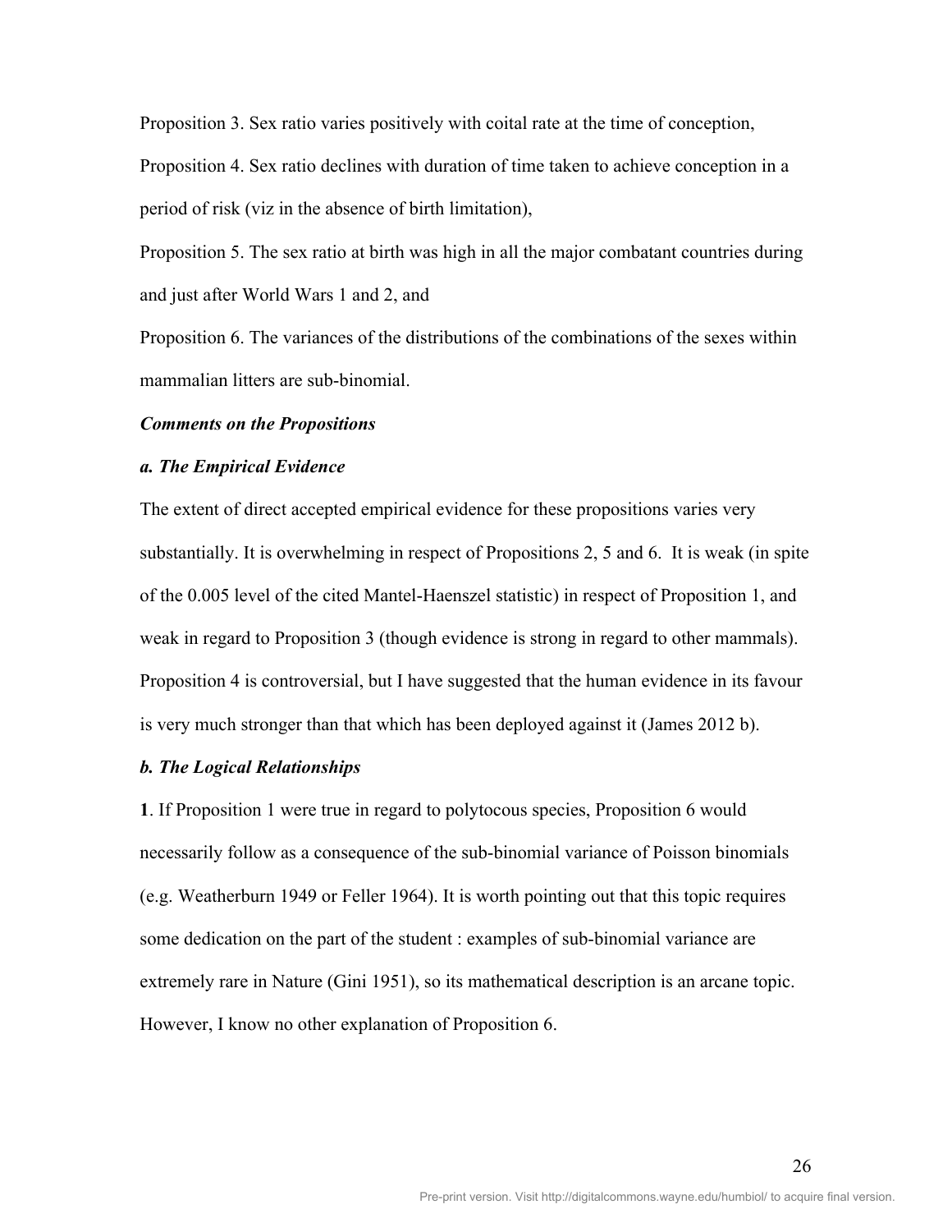Proposition 3. Sex ratio varies positively with coital rate at the time of conception,

Proposition 4. Sex ratio declines with duration of time taken to achieve conception in a period of risk (viz in the absence of birth limitation),

Proposition 5. The sex ratio at birth was high in all the major combatant countries during and just after World Wars 1 and 2, and

Proposition 6. The variances of the distributions of the combinations of the sexes within mammalian litters are sub-binomial.

***Comments on the Propositions***

***a. The Empirical Evidence***

The extent of direct accepted empirical evidence for these propositions varies very substantially. It is overwhelming in respect of Propositions 2, 5 and 6. It is weak (in spite of the 0.005 level of the cited Mantel-Haenszel statistic) in respect of Proposition 1, and weak in regard to Proposition 3 (though evidence is strong in regard to other mammals). Proposition 4 is controversial, but I have suggested that the human evidence in its favour is very much stronger than that which has been deployed against it (James 2012 b).

***b. The Logical Relationships***

**1**. If Proposition 1 were true in regard to polytocous species, Proposition 6 would necessarily follow as a consequence of the sub-binomial variance of Poisson binomials (e.g. Weatherburn 1949 or Feller 1964). It is worth pointing out that this topic requires some dedication on the part of the student : examples of sub-binomial variance are extremely rare in Nature (Gini 1951), so its mathematical description is an arcane topic. However, I know no other explanation of Proposition 6.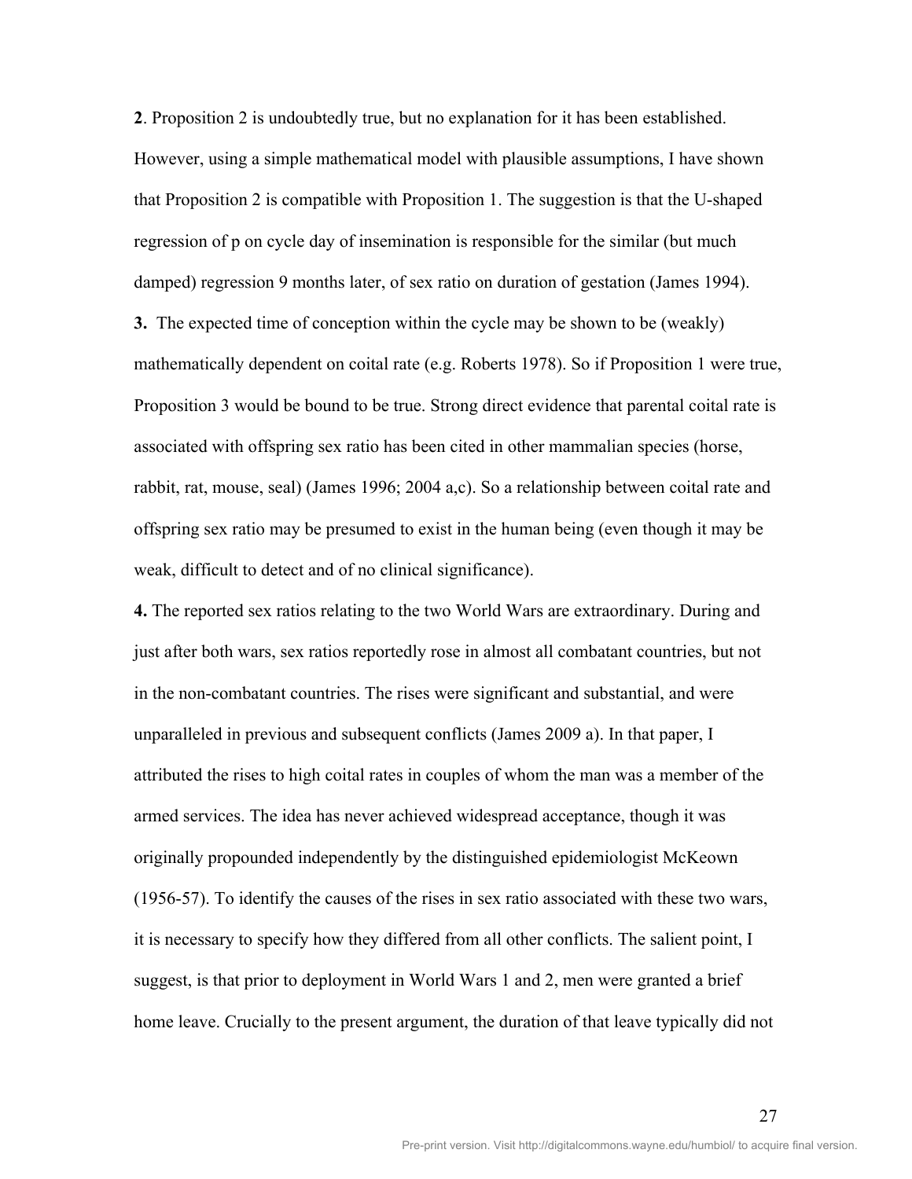**2**. Proposition 2 is undoubtedly true, but no explanation for it has been established. However, using a simple mathematical model with plausible assumptions, I have shown that Proposition 2 is compatible with Proposition 1. The suggestion is that the U-shaped regression of p on cycle day of insemination is responsible for the similar (but much damped) regression 9 months later, of sex ratio on duration of gestation (James 1994).

**3.** The expected time of conception within the cycle may be shown to be (weakly) mathematically dependent on coital rate (e.g. Roberts 1978). So if Proposition 1 were true, Proposition 3 would be bound to be true. Strong direct evidence that parental coital rate is associated with offspring sex ratio has been cited in other mammalian species (horse, rabbit, rat, mouse, seal) (James 1996; 2004 a,c). So a relationship between coital rate and offspring sex ratio may be presumed to exist in the human being (even though it may be weak, difficult to detect and of no clinical significance).

**4.** The reported sex ratios relating to the two World Wars are extraordinary. During and just after both wars, sex ratios reportedly rose in almost all combatant countries, but not in the non-combatant countries. The rises were significant and substantial, and were unparalleled in previous and subsequent conflicts (James 2009 a). In that paper, I attributed the rises to high coital rates in couples of whom the man was a member of the armed services. The idea has never achieved widespread acceptance, though it was originally propounded independently by the distinguished epidemiologist McKeown (1956-57). To identify the causes of the rises in sex ratio associated with these two wars, it is necessary to specify how they differed from all other conflicts. The salient point, I suggest, is that prior to deployment in World Wars 1 and 2, men were granted a brief home leave. Crucially to the present argument, the duration of that leave typically did not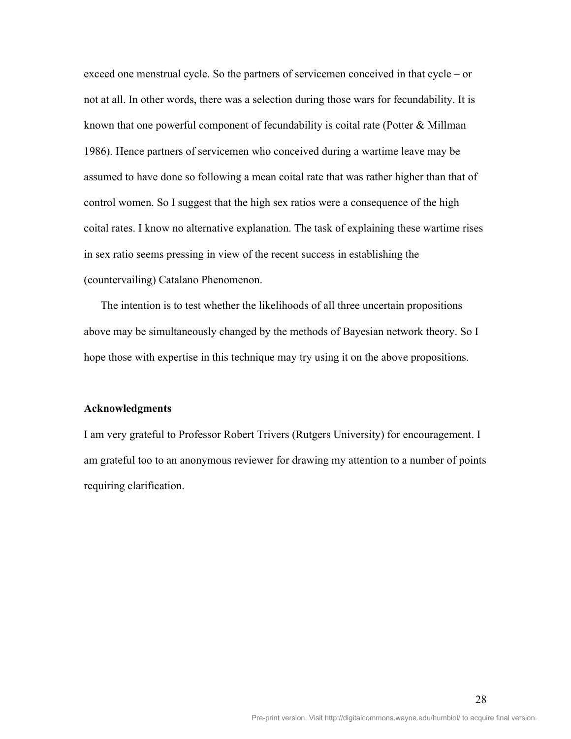exceed one menstrual cycle. So the partners of servicemen conceived in that cycle – or not at all. In other words, there was a selection during those wars for fecundability. It is known that one powerful component of fecundability is coital rate (Potter & Millman 1986). Hence partners of servicemen who conceived during a wartime leave may be assumed to have done so following a mean coital rate that was rather higher than that of control women. So I suggest that the high sex ratios were a consequence of the high coital rates. I know no alternative explanation. The task of explaining these wartime rises in sex ratio seems pressing in view of the recent success in establishing the (countervailing) Catalano Phenomenon.

The intention is to test whether the likelihoods of all three uncertain propositions above may be simultaneously changed by the methods of Bayesian network theory. So I hope those with expertise in this technique may try using it on the above propositions.

**Acknowledgments**

I am very grateful to Professor Robert Trivers (Rutgers University) for encouragement. I am grateful too to an anonymous reviewer for drawing my attention to a number of points requiring clarification.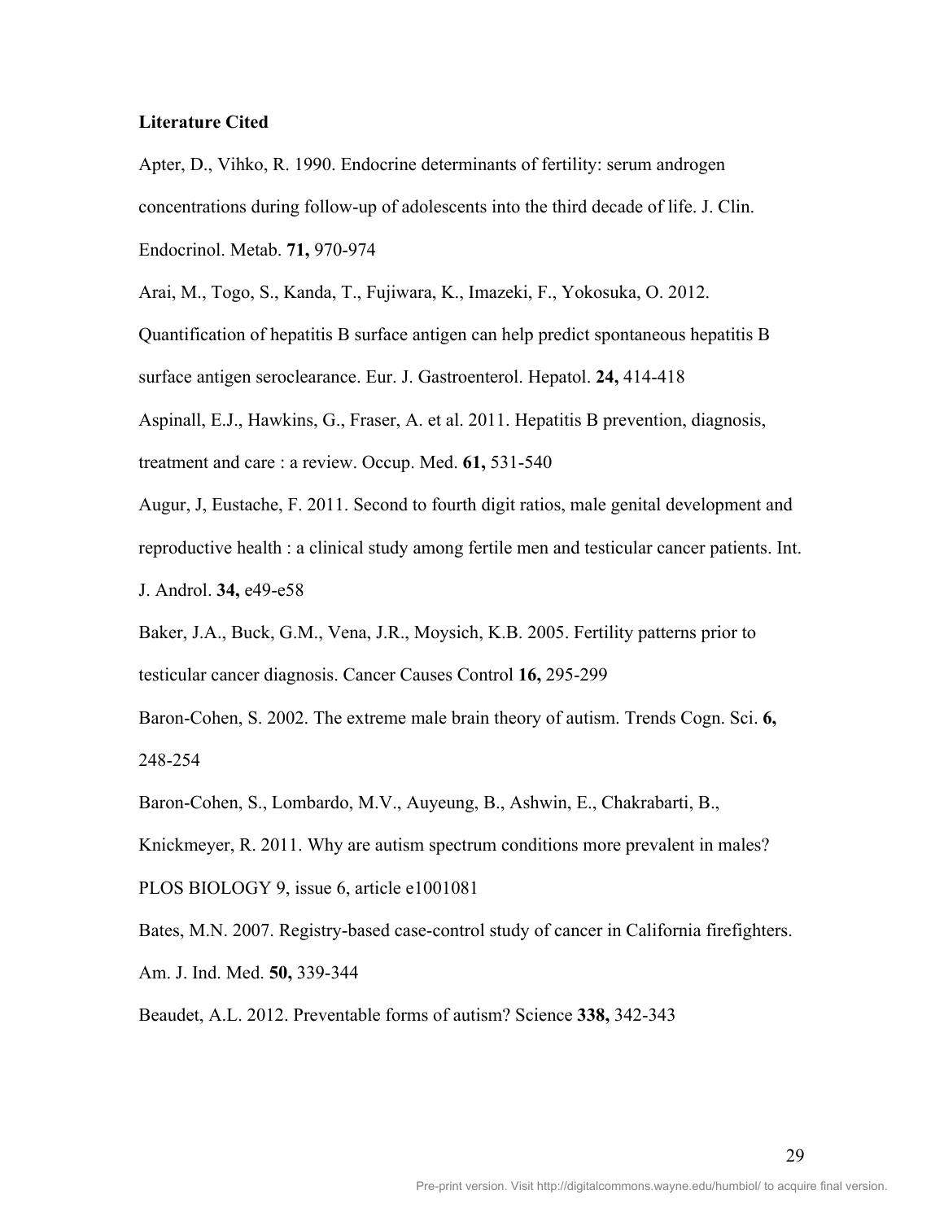**Literature Cited**

Apter, D., Vihko, R. 1990. Endocrine determinants of fertility: serum androgen concentrations during follow-up of adolescents into the third decade of life. J. Clin. Endocrinol. Metab. **71,** 970-974

Arai, M., Togo, S., Kanda, T., Fujiwara, K., Imazeki, F., Yokosuka, O. 2012. Quantification of hepatitis B surface antigen can help predict spontaneous hepatitis B surface antigen seroclearance. Eur. J. Gastroenterol. Hepatol. **24,** 414-418

Aspinall, E.J., Hawkins, G., Fraser, A. et al. 2011. Hepatitis B prevention, diagnosis, treatment and care : a review. Occup. Med. **61,** 531-540

Augur, J, Eustache, F. 2011. Second to fourth digit ratios, male genital development and reproductive health : a clinical study among fertile men and testicular cancer patients. Int. J. Androl. **34,** e49-e58

Baker, J.A., Buck, G.M., Vena, J.R., Moysich, K.B. 2005. Fertility patterns prior to testicular cancer diagnosis. Cancer Causes Control **16,** 295-299

Baron-Cohen, S. 2002. The extreme male brain theory of autism. Trends Cogn. Sci. **6,** 248-254

Baron-Cohen, S., Lombardo, M.V., Auyeung, B., Ashwin, E., Chakrabarti, B., Knickmeyer, R. 2011. Why are autism spectrum conditions more prevalent in males? PLOS BIOLOGY 9, issue 6, article e1001081

Bates, M.N. 2007. Registry-based case-control study of cancer in California firefighters. Am. J. Ind. Med. **50,** 339-344

Beaudet, A.L. 2012. Preventable forms of autism? Science **338,** 342-343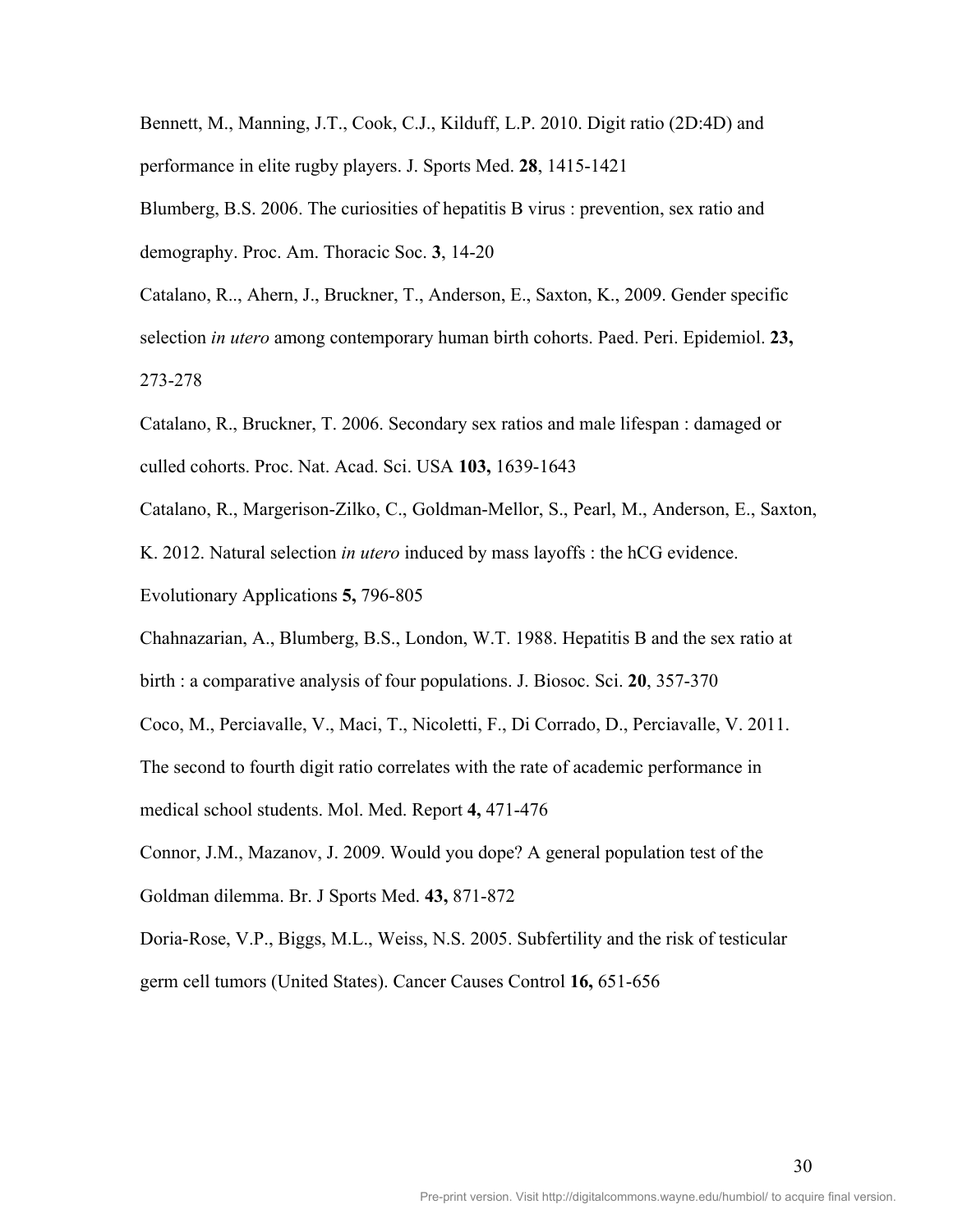Bennett, M., Manning, J.T., Cook, C.J., Kilduff, L.P. 2010. Digit ratio (2D:4D) and performance in elite rugby players. J. Sports Med. **28**, 1415-1421

Blumberg, B.S. 2006. The curiosities of hepatitis B virus : prevention, sex ratio and demography. Proc. Am. Thoracic Soc. **3**, 14-20

Catalano, R.., Ahern, J., Bruckner, T., Anderson, E., Saxton, K., 2009. Gender specific selection *in utero* among contemporary human birth cohorts. Paed. Peri. Epidemiol. **23,** 273-278

Catalano, R., Bruckner, T. 2006. Secondary sex ratios and male lifespan : damaged or culled cohorts. Proc. Nat. Acad. Sci. USA **103,** 1639-1643

Catalano, R., Margerison-Zilko, C., Goldman-Mellor, S., Pearl, M., Anderson, E., Saxton, K. 2012. Natural selection *in utero* induced by mass layoffs : the hCG evidence. Evolutionary Applications **5,** 796-805

Chahnazarian, A., Blumberg, B.S., London, W.T. 1988. Hepatitis B and the sex ratio at birth : a comparative analysis of four populations. J. Biosoc. Sci. **20**, 357-370

Coco, M., Perciavalle, V., Maci, T., Nicoletti, F., Di Corrado, D., Perciavalle, V. 2011. The second to fourth digit ratio correlates with the rate of academic performance in medical school students. Mol. Med. Report **4,** 471-476

Connor, J.M., Mazanov, J. 2009. Would you dope? A general population test of the Goldman dilemma. Br. J Sports Med. **43,** 871-872

Doria-Rose, V.P., Biggs, M.L., Weiss, N.S. 2005. Subfertility and the risk of testicular germ cell tumors (United States). Cancer Causes Control **16,** 651-656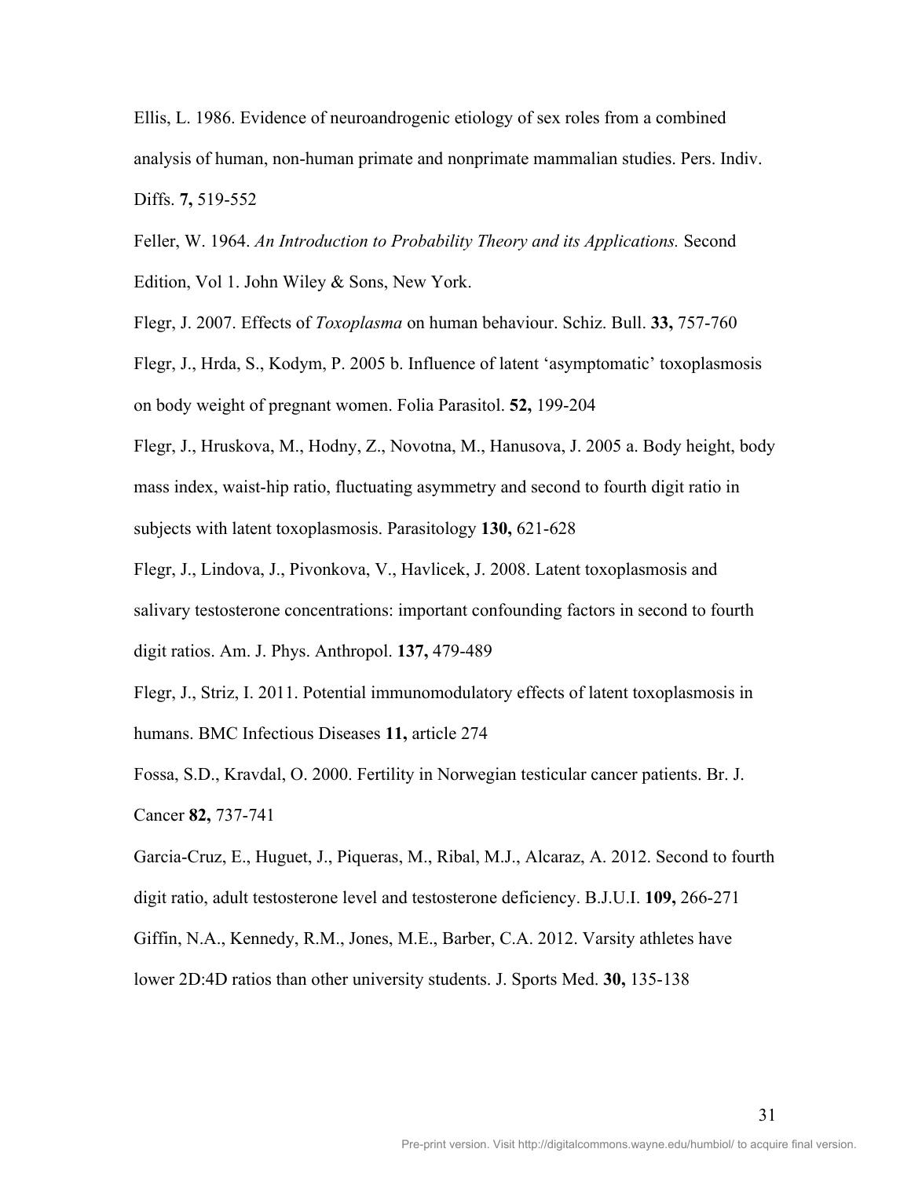Ellis, L. 1986. Evidence of neuroandrogenic etiology of sex roles from a combined analysis of human, non-human primate and nonprimate mammalian studies. Pers. Indiv. Diffs. **7,** 519-552

Feller, W. 1964. *An Introduction to Probability Theory and its Applications.* Second Edition, Vol 1. John Wiley & Sons, New York.

Flegr, J. 2007. Effects of *Toxoplasma* on human behaviour. Schiz. Bull. **33,** 757-760

Flegr, J., Hrda, S., Kodym, P. 2005 b. Influence of latent 'asymptomatic' toxoplasmosis on body weight of pregnant women. Folia Parasitol. **52,** 199-204

Flegr, J., Hruskova, M., Hodny, Z., Novotna, M., Hanusova, J. 2005 a. Body height, body mass index, waist-hip ratio, fluctuating asymmetry and second to fourth digit ratio in subjects with latent toxoplasmosis. Parasitology **130,** 621-628

Flegr, J., Lindova, J., Pivonkova, V., Havlicek, J. 2008. Latent toxoplasmosis and salivary testosterone concentrations: important confounding factors in second to fourth digit ratios. Am. J. Phys. Anthropol. **137,** 479-489

Flegr, J., Striz, I. 2011. Potential immunomodulatory effects of latent toxoplasmosis in humans. BMC Infectious Diseases **11,** article 274

Fossa, S.D., Kravdal, O. 2000. Fertility in Norwegian testicular cancer patients. Br. J. Cancer **82,** 737-741

Garcia-Cruz, E., Huguet, J., Piqueras, M., Ribal, M.J., Alcaraz, A. 2012. Second to fourth digit ratio, adult testosterone level and testosterone deficiency. B.J.U.I. **109,** 266-271

Giffin, N.A., Kennedy, R.M., Jones, M.E., Barber, C.A. 2012. Varsity athletes have lower 2D:4D ratios than other university students. J. Sports Med. **30,** 135-138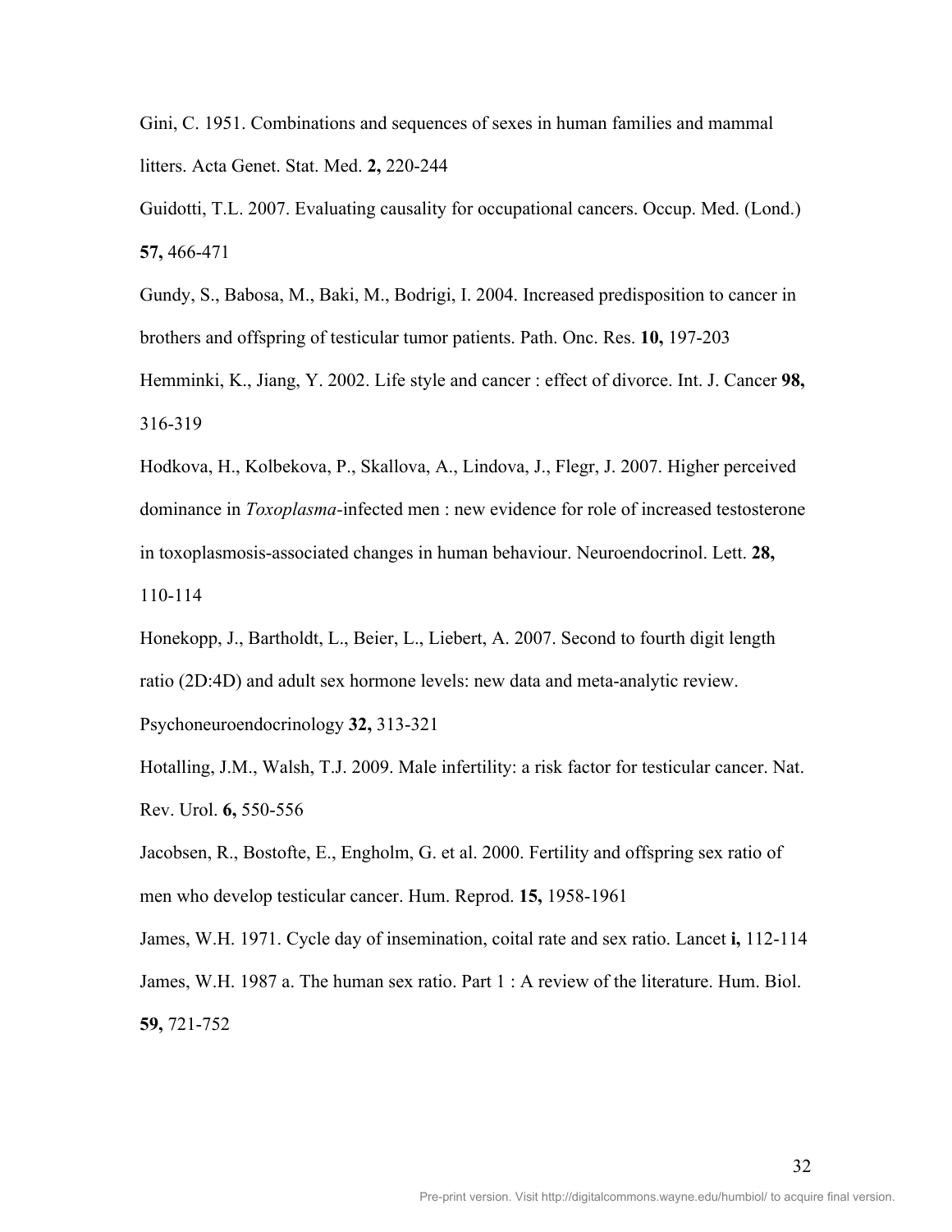Gini, C. 1951. Combinations and sequences of sexes in human families and mammal litters. Acta Genet. Stat. Med. **2,** 220-244

Guidotti, T.L. 2007. Evaluating causality for occupational cancers. Occup. Med. (Lond.) **57,** 466-471

Gundy, S., Babosa, M., Baki, M., Bodrigi, I. 2004. Increased predisposition to cancer in brothers and offspring of testicular tumor patients. Path. Onc. Res. **10,** 197-203

Hemminki, K., Jiang, Y. 2002. Life style and cancer : effect of divorce. Int. J. Cancer **98,** 316-319

Hodkova, H., Kolbekova, P., Skallova, A., Lindova, J., Flegr, J. 2007. Higher perceived dominance in *Toxoplasma*-infected men : new evidence for role of increased testosterone in toxoplasmosis-associated changes in human behaviour. Neuroendocrinol. Lett. **28,** 110-114

Honekopp, J., Bartholdt, L., Beier, L., Liebert, A. 2007. Second to fourth digit length ratio (2D:4D) and adult sex hormone levels: new data and meta-analytic review. Psychoneuroendocrinology **32,** 313-321

Hotalling, J.M., Walsh, T.J. 2009. Male infertility: a risk factor for testicular cancer. Nat. Rev. Urol. **6,** 550-556

Jacobsen, R., Bostofte, E., Engholm, G. et al. 2000. Fertility and offspring sex ratio of men who develop testicular cancer. Hum. Reprod. **15,** 1958-1961

James, W.H. 1971. Cycle day of insemination, coital rate and sex ratio. Lancet **i,** 112-114

James, W.H. 1987 a. The human sex ratio. Part 1 : A review of the literature. Hum. Biol. **59,** 721-752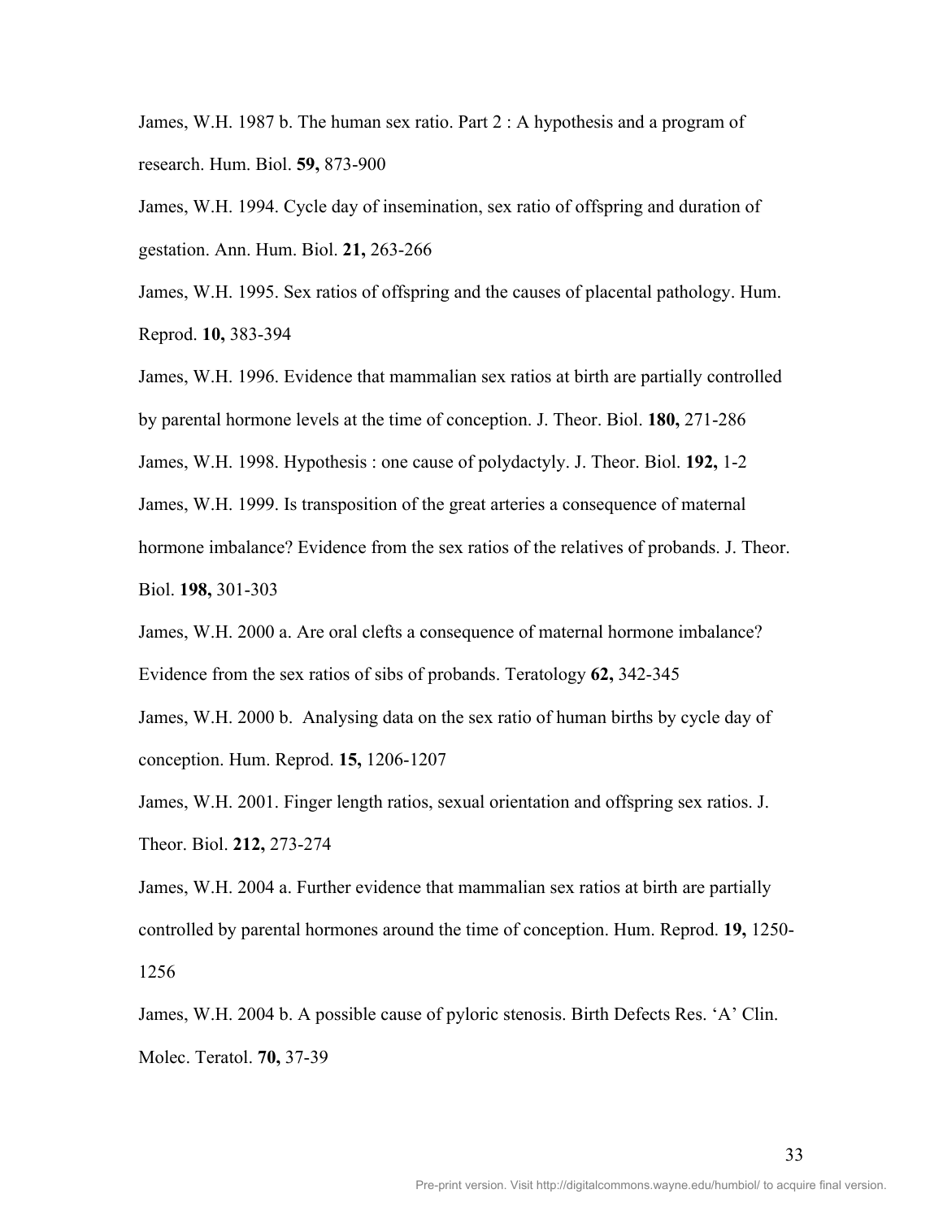James, W.H. 1987 b. The human sex ratio. Part 2 : A hypothesis and a program of research. Hum. Biol. **59,** 873-900

James, W.H. 1994. Cycle day of insemination, sex ratio of offspring and duration of gestation. Ann. Hum. Biol. **21,** 263-266

James, W.H. 1995. Sex ratios of offspring and the causes of placental pathology. Hum. Reprod. **10,** 383-394

James, W.H. 1996. Evidence that mammalian sex ratios at birth are partially controlled by parental hormone levels at the time of conception. J. Theor. Biol. **180,** 271-286

James, W.H. 1998. Hypothesis : one cause of polydactyly. J. Theor. Biol. **192,** 1-2

James, W.H. 1999. Is transposition of the great arteries a consequence of maternal hormone imbalance? Evidence from the sex ratios of the relatives of probands. J. Theor. Biol. **198,** 301-303

James, W.H. 2000 a. Are oral clefts a consequence of maternal hormone imbalance? Evidence from the sex ratios of sibs of probands. Teratology **62,** 342-345

James, W.H. 2000 b. Analysing data on the sex ratio of human births by cycle day of conception. Hum. Reprod. **15,** 1206-1207

James, W.H. 2001. Finger length ratios, sexual orientation and offspring sex ratios. J. Theor. Biol. **212,** 273-274

James, W.H. 2004 a. Further evidence that mammalian sex ratios at birth are partially controlled by parental hormones around the time of conception. Hum. Reprod. **19,** 1250-1256

James, W.H. 2004 b. A possible cause of pyloric stenosis. Birth Defects Res. 'A' Clin. Molec. Teratol. **70,** 37-39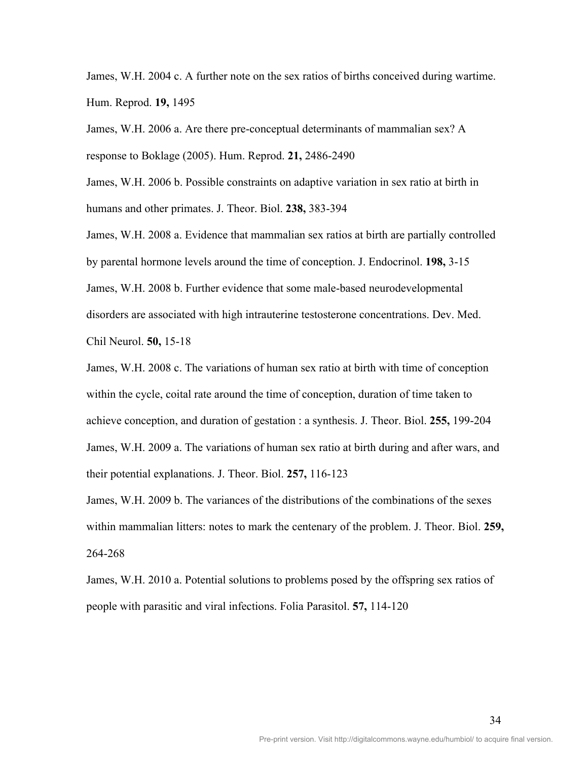James, W.H. 2004 c. A further note on the sex ratios of births conceived during wartime. Hum. Reprod. **19,** 1495

James, W.H. 2006 a. Are there pre-conceptual determinants of mammalian sex? A response to Boklage (2005). Hum. Reprod. **21,** 2486-2490

James, W.H. 2006 b. Possible constraints on adaptive variation in sex ratio at birth in humans and other primates. J. Theor. Biol. **238,** 383-394

James, W.H. 2008 a. Evidence that mammalian sex ratios at birth are partially controlled by parental hormone levels around the time of conception. J. Endocrinol. **198,** 3-15

James, W.H. 2008 b. Further evidence that some male-based neurodevelopmental disorders are associated with high intrauterine testosterone concentrations. Dev. Med. Chil Neurol. **50,** 15-18

James, W.H. 2008 c. The variations of human sex ratio at birth with time of conception within the cycle, coital rate around the time of conception, duration of time taken to achieve conception, and duration of gestation : a synthesis. J. Theor. Biol. **255,** 199-204

James, W.H. 2009 a. The variations of human sex ratio at birth during and after wars, and their potential explanations. J. Theor. Biol. **257,** 116-123

James, W.H. 2009 b. The variances of the distributions of the combinations of the sexes within mammalian litters: notes to mark the centenary of the problem. J. Theor. Biol. **259,** 264-268

James, W.H. 2010 a. Potential solutions to problems posed by the offspring sex ratios of people with parasitic and viral infections. Folia Parasitol. **57,** 114-120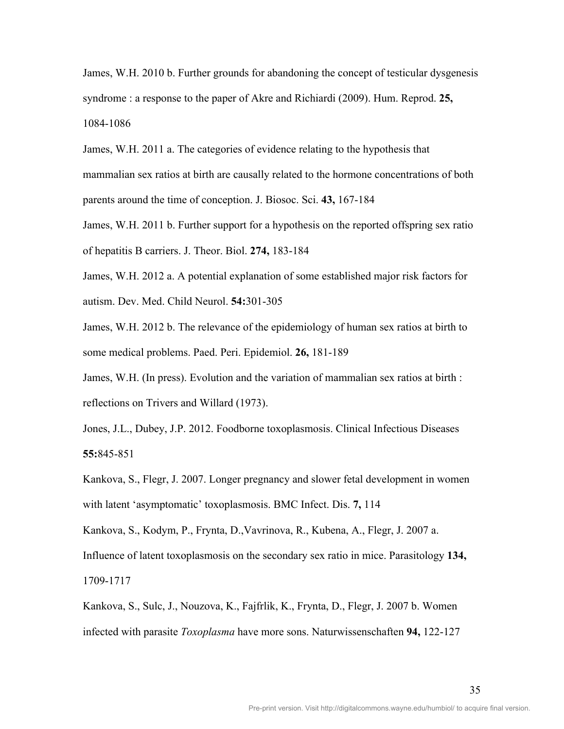James, W.H. 2010 b. Further grounds for abandoning the concept of testicular dysgenesis syndrome : a response to the paper of Akre and Richiardi (2009). Hum. Reprod. **25,** 1084-1086

James, W.H. 2011 a. The categories of evidence relating to the hypothesis that mammalian sex ratios at birth are causally related to the hormone concentrations of both parents around the time of conception. J. Biosoc. Sci. **43,** 167-184

James, W.H. 2011 b. Further support for a hypothesis on the reported offspring sex ratio of hepatitis B carriers. J. Theor. Biol. **274,** 183-184

James, W.H. 2012 a. A potential explanation of some established major risk factors for autism. Dev. Med. Child Neurol. **54:**301-305

James, W.H. 2012 b. The relevance of the epidemiology of human sex ratios at birth to some medical problems. Paed. Peri. Epidemiol. **26,** 181-189

James, W.H. (In press). Evolution and the variation of mammalian sex ratios at birth : reflections on Trivers and Willard (1973).

Jones, J.L., Dubey, J.P. 2012. Foodborne toxoplasmosis. Clinical Infectious Diseases **55:**845-851

Kankova, S., Flegr, J. 2007. Longer pregnancy and slower fetal development in women with latent 'asymptomatic' toxoplasmosis. BMC Infect. Dis. **7,** 114

Kankova, S., Kodym, P., Frynta, D.,Vavrinova, R., Kubena, A., Flegr, J. 2007 a. Influence of latent toxoplasmosis on the secondary sex ratio in mice. Parasitology **134,** 1709-1717

Kankova, S., Sulc, J., Nouzova, K., Fajfrlik, K., Frynta, D., Flegr, J. 2007 b. Women infected with parasite *Toxoplasma* have more sons. Naturwissenschaften **94,** 122-127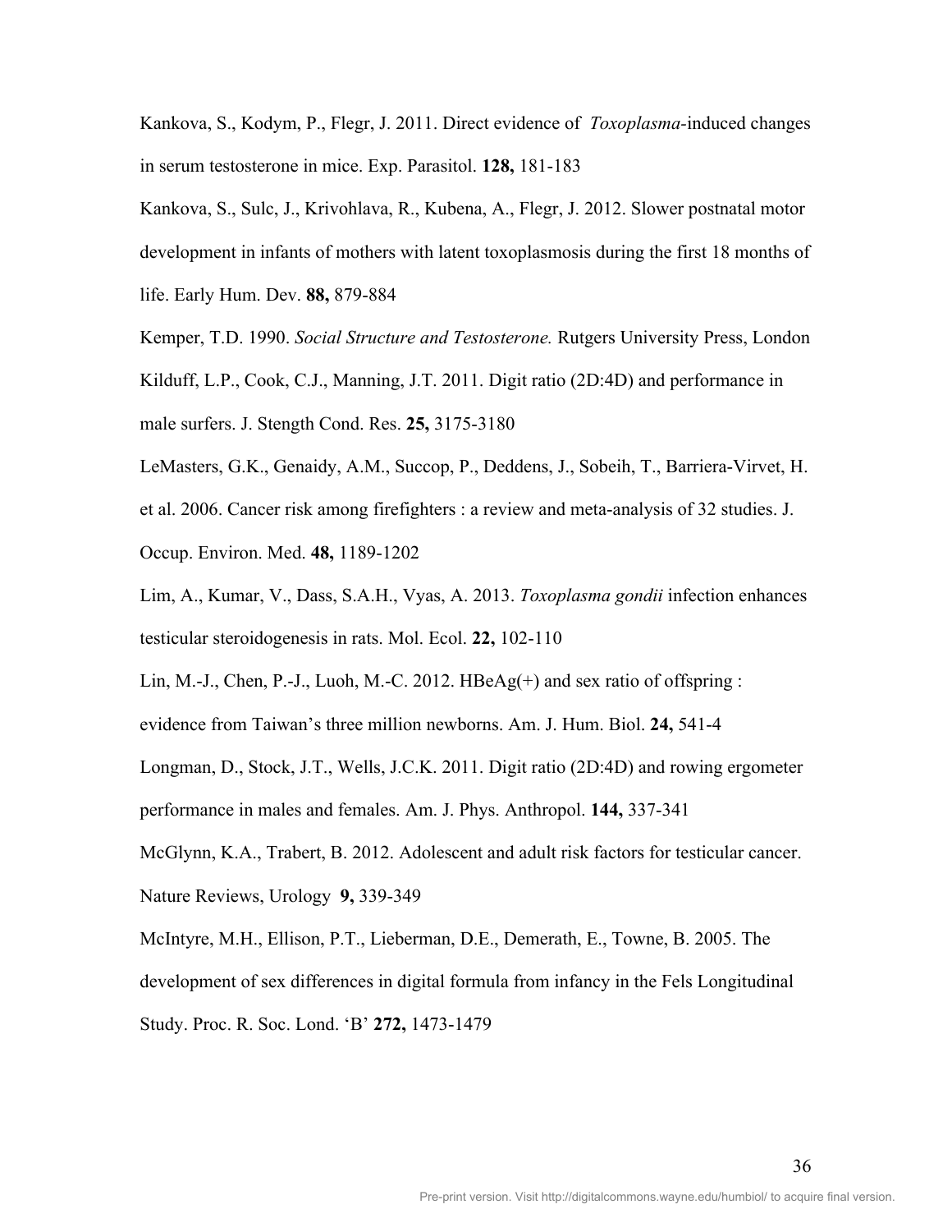Kankova, S., Kodym, P., Flegr, J. 2011. Direct evidence of *Toxoplasma*-induced changes in serum testosterone in mice. Exp. Parasitol. **128,** 181-183

Kankova, S., Sulc, J., Krivohlava, R., Kubena, A., Flegr, J. 2012. Slower postnatal motor development in infants of mothers with latent toxoplasmosis during the first 18 months of life. Early Hum. Dev. **88,** 879-884

Kemper, T.D. 1990. *Social Structure and Testosterone.* Rutgers University Press, London

Kilduff, L.P., Cook, C.J., Manning, J.T. 2011. Digit ratio (2D:4D) and performance in male surfers. J. Stength Cond. Res. **25,** 3175-3180

LeMasters, G.K., Genaidy, A.M., Succop, P., Deddens, J., Sobeih, T., Barriera-Virvet, H. et al. 2006. Cancer risk among firefighters : a review and meta-analysis of 32 studies. J. Occup. Environ. Med. **48,** 1189-1202

Lim, A., Kumar, V., Dass, S.A.H., Vyas, A. 2013. *Toxoplasma gondii* infection enhances testicular steroidogenesis in rats. Mol. Ecol. **22,** 102-110

Lin, M.-J., Chen, P.-J., Luoh, M.-C. 2012. HBeAg(+) and sex ratio of offspring : evidence from Taiwan's three million newborns. Am. J. Hum. Biol. **24,** 541-4

Longman, D., Stock, J.T., Wells, J.C.K. 2011. Digit ratio (2D:4D) and rowing ergometer performance in males and females. Am. J. Phys. Anthropol. **144,** 337-341

McGlynn, K.A., Trabert, B. 2012. Adolescent and adult risk factors for testicular cancer. Nature Reviews, Urology **9,** 339-349

McIntyre, M.H., Ellison, P.T., Lieberman, D.E., Demerath, E., Towne, B. 2005. The development of sex differences in digital formula from infancy in the Fels Longitudinal Study. Proc. R. Soc. Lond. 'B' **272,** 1473-1479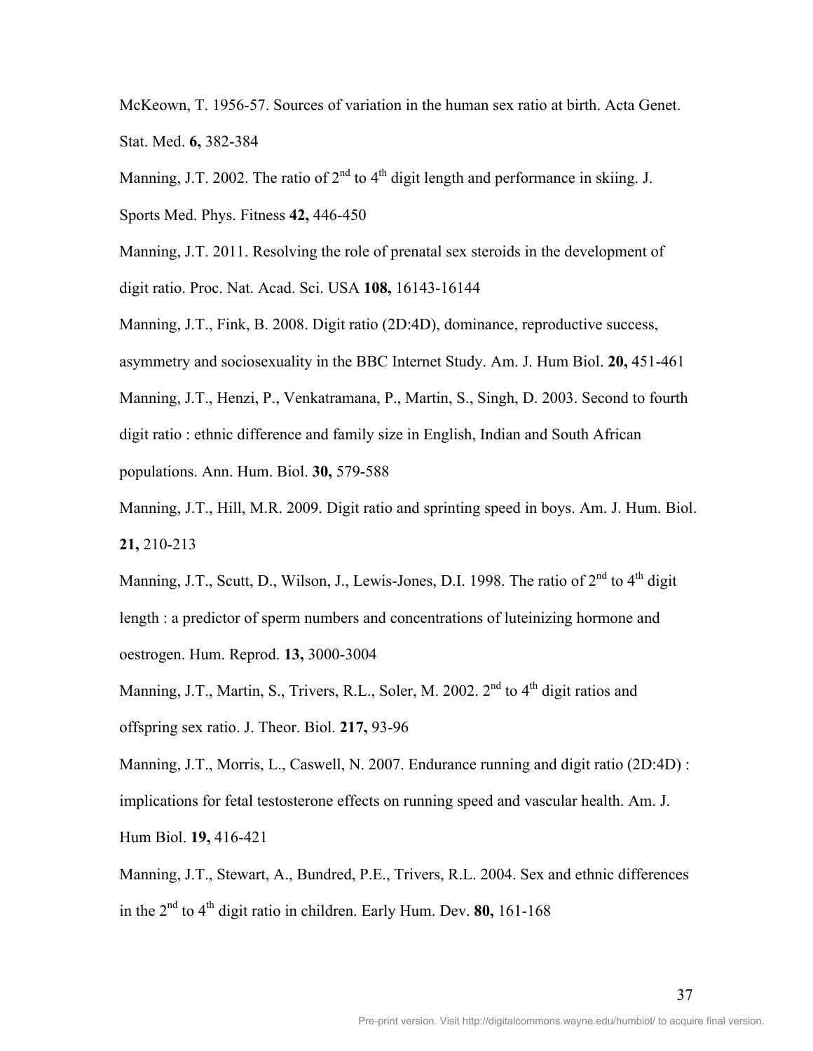McKeown, T. 1956-57. Sources of variation in the human sex ratio at birth. Acta Genet. Stat. Med. **6,** 382-384

Manning, J.T. 2002. The ratio of 2nd to 4th digit length and performance in skiing. J. Sports Med. Phys. Fitness **42,** 446-450

Manning, J.T. 2011. Resolving the role of prenatal sex steroids in the development of digit ratio. Proc. Nat. Acad. Sci. USA **108,** 16143-16144

Manning, J.T., Fink, B. 2008. Digit ratio (2D:4D), dominance, reproductive success, asymmetry and sociosexuality in the BBC Internet Study. Am. J. Hum Biol. **20,** 451-461

Manning, J.T., Henzi, P., Venkatramana, P., Martin, S., Singh, D. 2003. Second to fourth digit ratio : ethnic difference and family size in English, Indian and South African populations. Ann. Hum. Biol. **30,** 579-588

Manning, J.T., Hill, M.R. 2009. Digit ratio and sprinting speed in boys. Am. J. Hum. Biol. **21,** 210-213

Manning, J.T., Scutt, D., Wilson, J., Lewis-Jones, D.I. 1998. The ratio of 2nd to 4th digit length : a predictor of sperm numbers and concentrations of luteinizing hormone and oestrogen. Hum. Reprod. **13,** 3000-3004

Manning, J.T., Martin, S., Trivers, R.L., Soler, M. 2002. 2nd to 4th digit ratios and offspring sex ratio. J. Theor. Biol. **217,** 93-96

Manning, J.T., Morris, L., Caswell, N. 2007. Endurance running and digit ratio (2D:4D) : implications for fetal testosterone effects on running speed and vascular health. Am. J. Hum Biol. **19,** 416-421

Manning, J.T., Stewart, A., Bundred, P.E., Trivers, R.L. 2004. Sex and ethnic differences in the 2nd to 4th digit ratio in children. Early Hum. Dev. **80,** 161-168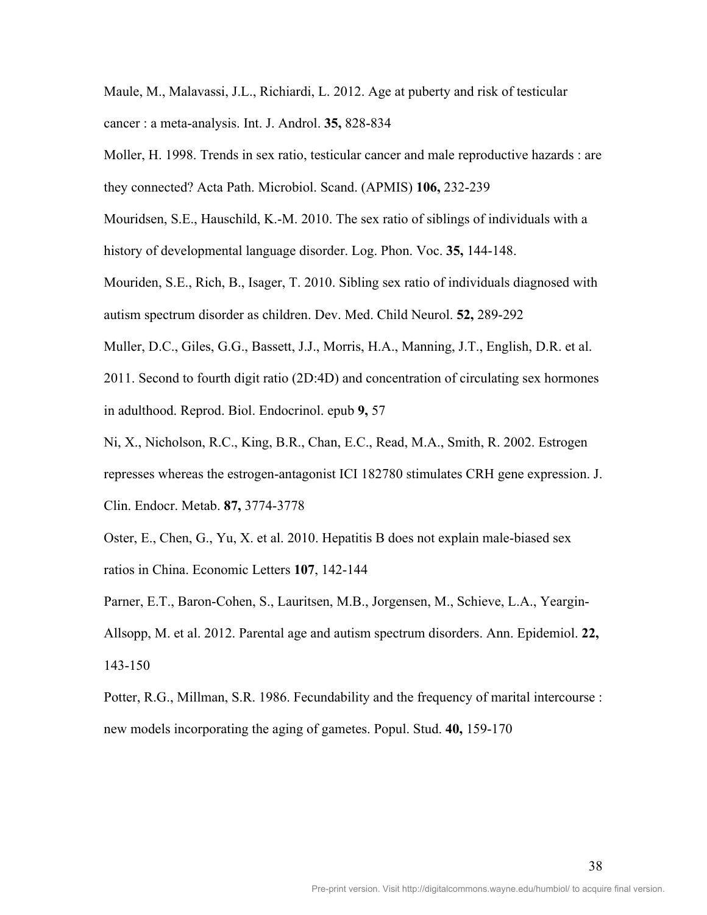Maule, M., Malavassi, J.L., Richiardi, L. 2012. Age at puberty and risk of testicular cancer : a meta-analysis. Int. J. Androl. **35,** 828-834

Moller, H. 1998. Trends in sex ratio, testicular cancer and male reproductive hazards : are they connected? Acta Path. Microbiol. Scand. (APMIS) **106,** 232-239

Mouridsen, S.E., Hauschild, K.-M. 2010. The sex ratio of siblings of individuals with a history of developmental language disorder. Log. Phon. Voc. **35,** 144-148.

Mouriden, S.E., Rich, B., Isager, T. 2010. Sibling sex ratio of individuals diagnosed with autism spectrum disorder as children. Dev. Med. Child Neurol. **52,** 289-292

Muller, D.C., Giles, G.G., Bassett, J.J., Morris, H.A., Manning, J.T., English, D.R. et al. 2011. Second to fourth digit ratio (2D:4D) and concentration of circulating sex hormones in adulthood. Reprod. Biol. Endocrinol. epub **9,** 57

Ni, X., Nicholson, R.C., King, B.R., Chan, E.C., Read, M.A., Smith, R. 2002. Estrogen represses whereas the estrogen-antagonist ICI 182780 stimulates CRH gene expression. J. Clin. Endocr. Metab. **87,** 3774-3778

Oster, E., Chen, G., Yu, X. et al. 2010. Hepatitis B does not explain male-biased sex ratios in China. Economic Letters **107**, 142-144

Parner, E.T., Baron-Cohen, S., Lauritsen, M.B., Jorgensen, M., Schieve, L.A., Yeargin-Allsopp, M. et al. 2012. Parental age and autism spectrum disorders. Ann. Epidemiol. **22,** 143-150

Potter, R.G., Millman, S.R. 1986. Fecundability and the frequency of marital intercourse : new models incorporating the aging of gametes. Popul. Stud. **40,** 159-170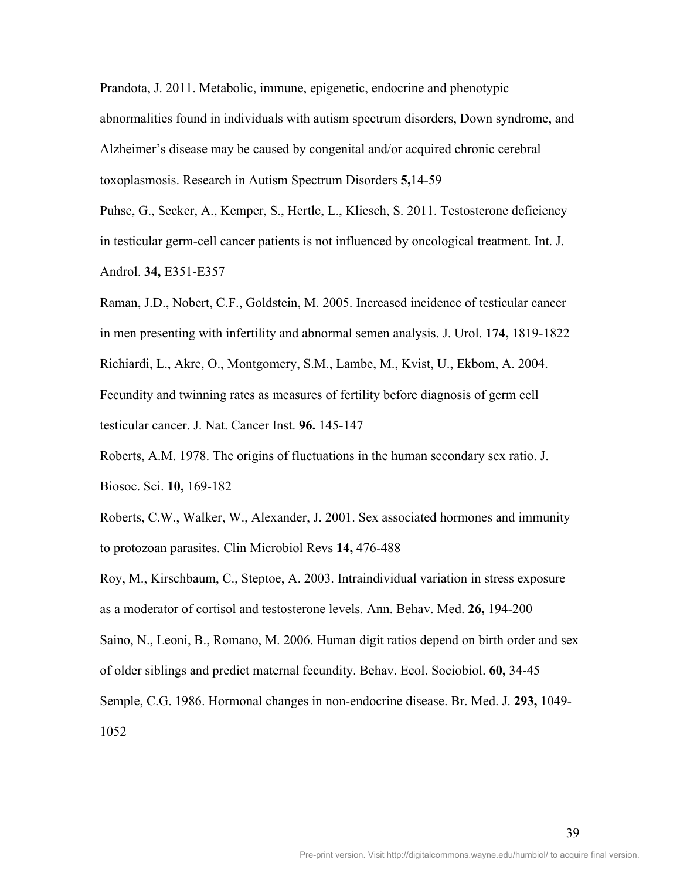Prandota, J. 2011. Metabolic, immune, epigenetic, endocrine and phenotypic abnormalities found in individuals with autism spectrum disorders, Down syndrome, and Alzheimer's disease may be caused by congenital and/or acquired chronic cerebral toxoplasmosis. Research in Autism Spectrum Disorders **5,**14-59

Puhse, G., Secker, A., Kemper, S., Hertle, L., Kliesch, S. 2011. Testosterone deficiency in testicular germ-cell cancer patients is not influenced by oncological treatment. Int. J. Androl. **34,** E351-E357

Raman, J.D., Nobert, C.F., Goldstein, M. 2005. Increased incidence of testicular cancer in men presenting with infertility and abnormal semen analysis. J. Urol. **174,** 1819-1822

Richiardi, L., Akre, O., Montgomery, S.M., Lambe, M., Kvist, U., Ekbom, A. 2004. Fecundity and twinning rates as measures of fertility before diagnosis of germ cell testicular cancer. J. Nat. Cancer Inst. **96.** 145-147

Roberts, A.M. 1978. The origins of fluctuations in the human secondary sex ratio. J. Biosoc. Sci. **10,** 169-182

Roberts, C.W., Walker, W., Alexander, J. 2001. Sex associated hormones and immunity to protozoan parasites. Clin Microbiol Revs **14,** 476-488

Roy, M., Kirschbaum, C., Steptoe, A. 2003. Intraindividual variation in stress exposure as a moderator of cortisol and testosterone levels. Ann. Behav. Med. **26,** 194-200

Saino, N., Leoni, B., Romano, M. 2006. Human digit ratios depend on birth order and sex of older siblings and predict maternal fecundity. Behav. Ecol. Sociobiol. **60,** 34-45

Semple, C.G. 1986. Hormonal changes in non-endocrine disease. Br. Med. J. **293,** 1049-1052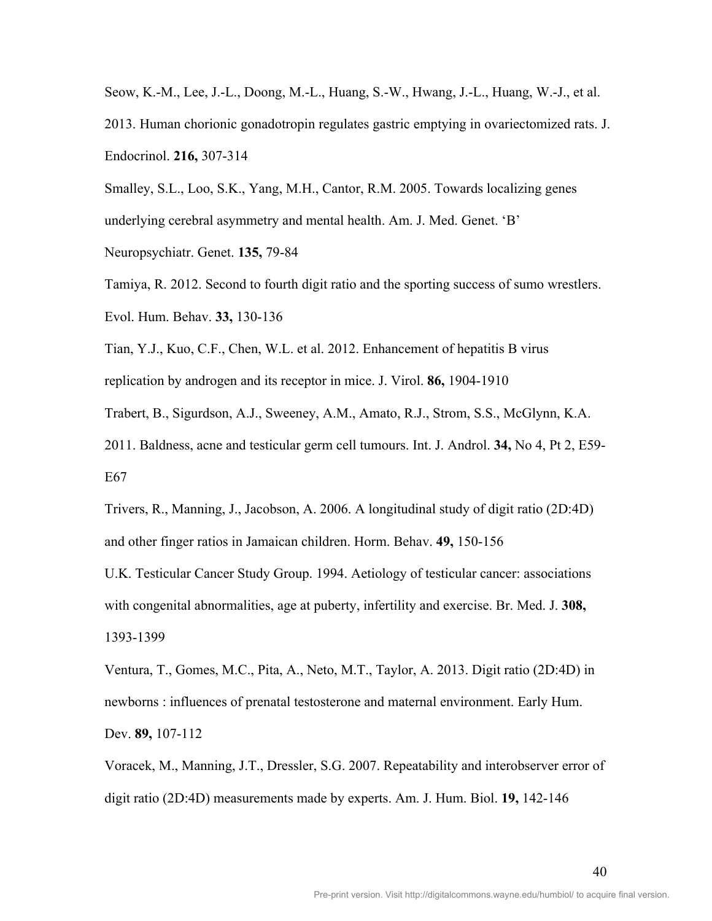Seow, K.-M., Lee, J.-L., Doong, M.-L., Huang, S.-W., Hwang, J.-L., Huang, W.-J., et al. 2013. Human chorionic gonadotropin regulates gastric emptying in ovariectomized rats. J. Endocrinol. **216,** 307-314

Smalley, S.L., Loo, S.K., Yang, M.H., Cantor, R.M. 2005. Towards localizing genes underlying cerebral asymmetry and mental health. Am. J. Med. Genet. 'B' Neuropsychiatr. Genet. **135,** 79-84

Tamiya, R. 2012. Second to fourth digit ratio and the sporting success of sumo wrestlers. Evol. Hum. Behav. **33,** 130-136

Tian, Y.J., Kuo, C.F., Chen, W.L. et al. 2012. Enhancement of hepatitis B virus replication by androgen and its receptor in mice. J. Virol. **86,** 1904-1910

Trabert, B., Sigurdson, A.J., Sweeney, A.M., Amato, R.J., Strom, S.S., McGlynn, K.A. 2011. Baldness, acne and testicular germ cell tumours. Int. J. Androl. **34,** No 4, Pt 2, E59-E67

Trivers, R., Manning, J., Jacobson, A. 2006. A longitudinal study of digit ratio (2D:4D) and other finger ratios in Jamaican children. Horm. Behav. **49,** 150-156

U.K. Testicular Cancer Study Group. 1994. Aetiology of testicular cancer: associations with congenital abnormalities, age at puberty, infertility and exercise. Br. Med. J. **308,** 1393-1399

Ventura, T., Gomes, M.C., Pita, A., Neto, M.T., Taylor, A. 2013. Digit ratio (2D:4D) in newborns : influences of prenatal testosterone and maternal environment. Early Hum. Dev. **89,** 107-112

Voracek, M., Manning, J.T., Dressler, S.G. 2007. Repeatability and interobserver error of digit ratio (2D:4D) measurements made by experts. Am. J. Hum. Biol. **19,** 142-146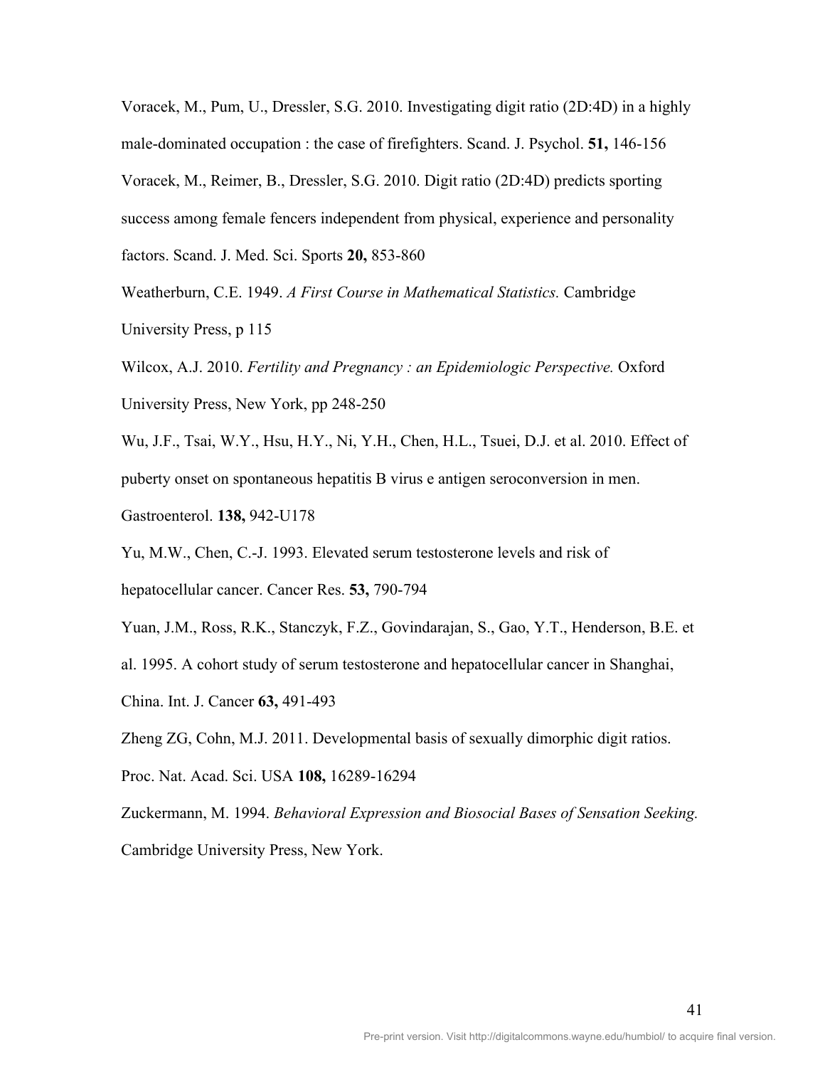Voracek, M., Pum, U., Dressler, S.G. 2010. Investigating digit ratio (2D:4D) in a highly male-dominated occupation : the case of firefighters. Scand. J. Psychol. **51,** 146-156

Voracek, M., Reimer, B., Dressler, S.G. 2010. Digit ratio (2D:4D) predicts sporting success among female fencers independent from physical, experience and personality factors. Scand. J. Med. Sci. Sports **20,** 853-860

Weatherburn, C.E. 1949. *A First Course in Mathematical Statistics.* Cambridge University Press, p 115

Wilcox, A.J. 2010. *Fertility and Pregnancy : an Epidemiologic Perspective.* Oxford University Press, New York, pp 248-250

Wu, J.F., Tsai, W.Y., Hsu, H.Y., Ni, Y.H., Chen, H.L., Tsuei, D.J. et al. 2010. Effect of puberty onset on spontaneous hepatitis B virus e antigen seroconversion in men. Gastroenterol. **138,** 942-U178

Yu, M.W., Chen, C.-J. 1993. Elevated serum testosterone levels and risk of hepatocellular cancer. Cancer Res. **53,** 790-794

Yuan, J.M., Ross, R.K., Stanczyk, F.Z., Govindarajan, S., Gao, Y.T., Henderson, B.E. et al. 1995. A cohort study of serum testosterone and hepatocellular cancer in Shanghai, China. Int. J. Cancer **63,** 491-493

Zheng ZG, Cohn, M.J. 2011. Developmental basis of sexually dimorphic digit ratios. Proc. Nat. Acad. Sci. USA **108,** 16289-16294

Zuckermann, M. 1994. *Behavioral Expression and Biosocial Bases of Sensation Seeking.* Cambridge University Press, New York.